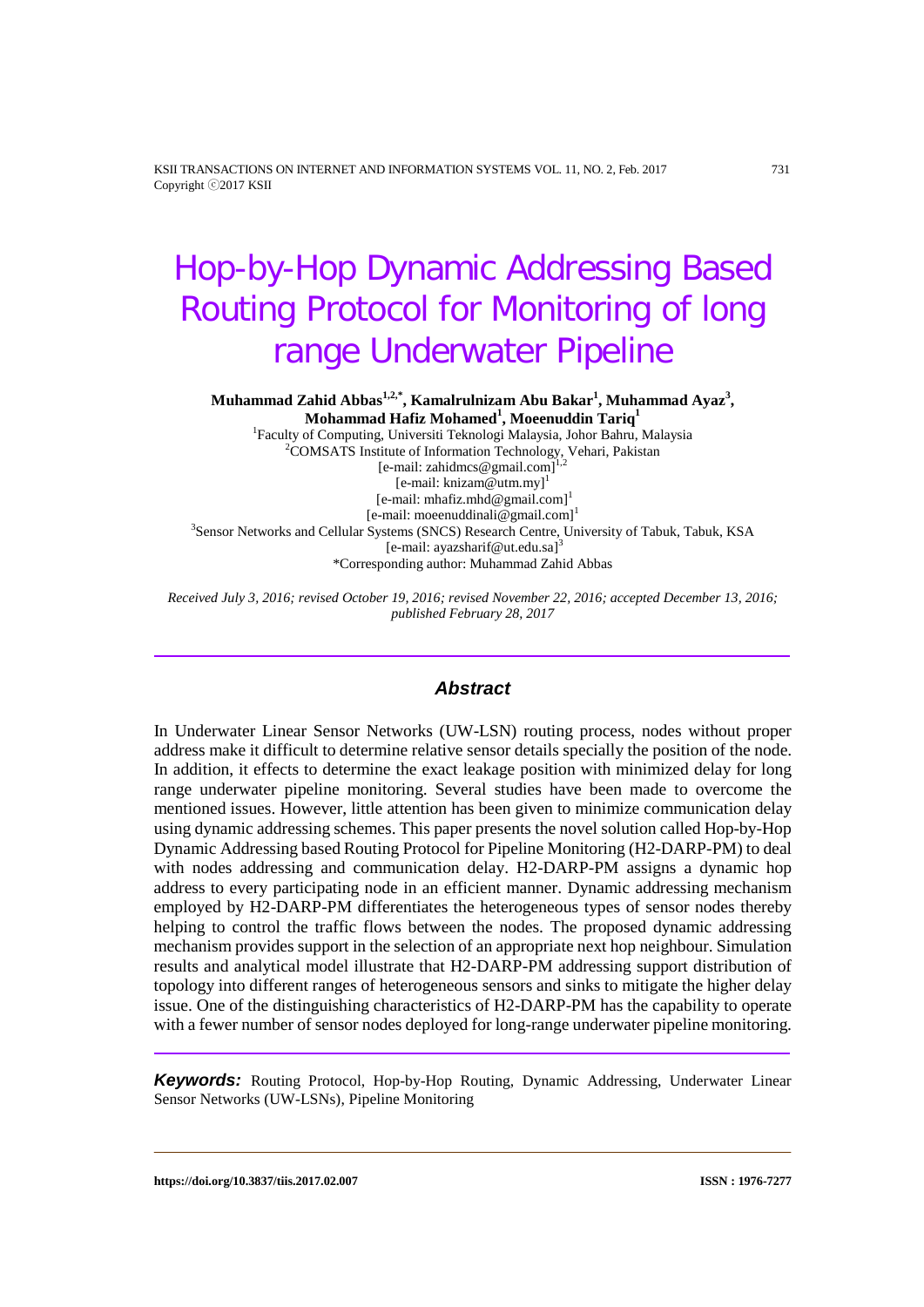# Hop-by-Hop Dynamic Addressing Based Routing Protocol for Monitoring of long range Underwater Pipeline

**Muhammad Zahid Abbas[1,2,*], Kamalrulnizam Abu Bakar[1], Muhammad Ayaz[3], Mohammad Hafiz Mohamed[1], Moeenuddin Tariq[1]**

[1]Faculty of Computing, Universiti Teknologi Malaysia, Johor Bahru, Malaysia
[2]COMSATS Institute of Information Technology, Vehari, Pakistan
[e-mail: zahidmcs@gmail.com][1,2]
[e-mail: knizam@utm.my][1]
[e-mail: mhafiz.mhd@gmail.com][1]
[e-mail: moeenuddinali@gmail.com][1]
[3]Sensor Networks and Cellular Systems (SNCS) Research Centre, University of Tabuk, Tabuk, KSA
[e-mail: ayazsharif@ut.edu.sa][3]
*Corresponding author: Muhammad Zahid Abbas

*Received July 3, 2016; revised October 19, 2016; revised November 22, 2016; accepted December 13, 2016; published February 28, 2017*

## Abstract

In Underwater Linear Sensor Networks (UW-LSN) routing process, nodes without proper address make it difficult to determine relative sensor details specially the position of the node. In addition, it effects to determine the exact leakage position with minimized delay for long range underwater pipeline monitoring. Several studies have been made to overcome the mentioned issues. However, little attention has been given to minimize communication delay using dynamic addressing schemes. This paper presents the novel solution called Hop-by-Hop Dynamic Addressing based Routing Protocol for Pipeline Monitoring (H2-DARP-PM) to deal with nodes addressing and communication delay. H2-DARP-PM assigns a dynamic hop address to every participating node in an efficient manner. Dynamic addressing mechanism employed by H2-DARP-PM differentiates the heterogeneous types of sensor nodes thereby helping to control the traffic flows between the nodes. The proposed dynamic addressing mechanism provides support in the selection of an appropriate next hop neighbour. Simulation results and analytical model illustrate that H2-DARP-PM addressing support distribution of topology into different ranges of heterogeneous sensors and sinks to mitigate the higher delay issue. One of the distinguishing characteristics of H2-DARP-PM has the capability to operate with a fewer number of sensor nodes deployed for long-range underwater pipeline monitoring.

***Keywords:*** Routing Protocol, Hop-by-Hop Routing, Dynamic Addressing, Underwater Linear Sensor Networks (UW-LSNs), Pipeline Monitoring

**https://doi.org/10.3837/tiis.2017.02.007** **ISSN : 1976-7277**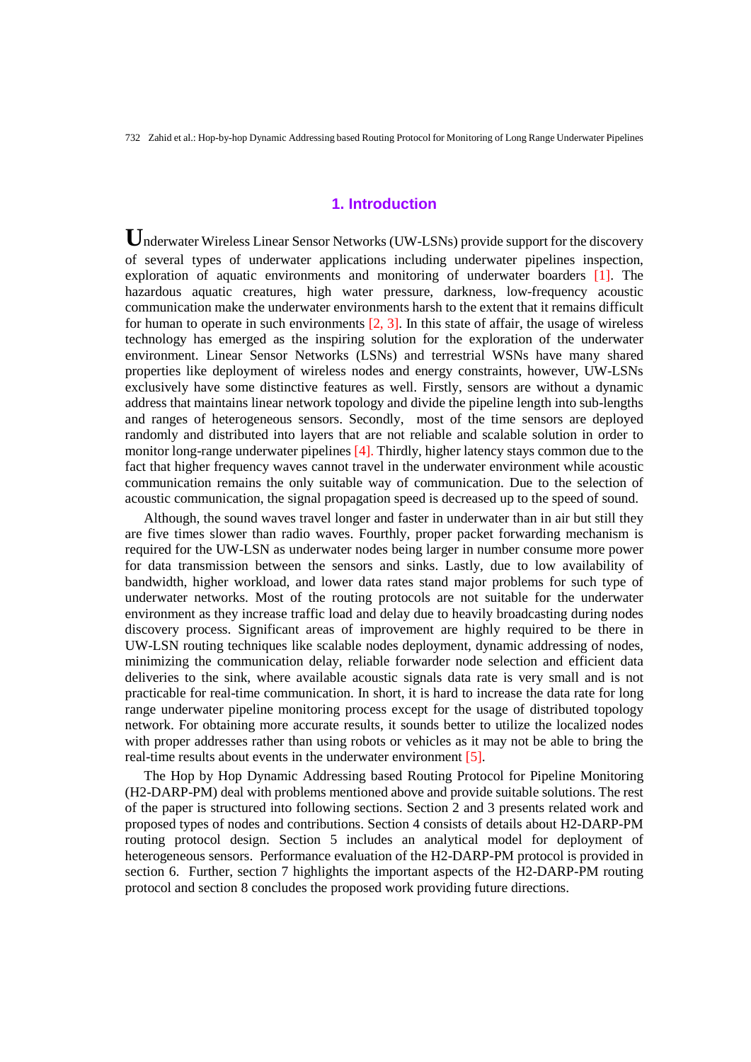## 1. Introduction

Underwater Wireless Linear Sensor Networks (UW-LSNs) provide support for the discovery of several types of underwater applications including underwater pipelines inspection, exploration of aquatic environments and monitoring of underwater boarders [1]. The hazardous aquatic creatures, high water pressure, darkness, low-frequency acoustic communication make the underwater environments harsh to the extent that it remains difficult for human to operate in such environments [2, 3]. In this state of affair, the usage of wireless technology has emerged as the inspiring solution for the exploration of the underwater environment. Linear Sensor Networks (LSNs) and terrestrial WSNs have many shared properties like deployment of wireless nodes and energy constraints, however, UW-LSNs exclusively have some distinctive features as well. Firstly, sensors are without a dynamic address that maintains linear network topology and divide the pipeline length into sub-lengths and ranges of heterogeneous sensors. Secondly, most of the time sensors are deployed randomly and distributed into layers that are not reliable and scalable solution in order to monitor long-range underwater pipelines [4]. Thirdly, higher latency stays common due to the fact that higher frequency waves cannot travel in the underwater environment while acoustic communication remains the only suitable way of communication. Due to the selection of acoustic communication, the signal propagation speed is decreased up to the speed of sound.

Although, the sound waves travel longer and faster in underwater than in air but still they are five times slower than radio waves. Fourthly, proper packet forwarding mechanism is required for the UW-LSN as underwater nodes being larger in number consume more power for data transmission between the sensors and sinks. Lastly, due to low availability of bandwidth, higher workload, and lower data rates stand major problems for such type of underwater networks. Most of the routing protocols are not suitable for the underwater environment as they increase traffic load and delay due to heavily broadcasting during nodes discovery process. Significant areas of improvement are highly required to be there in UW-LSN routing techniques like scalable nodes deployment, dynamic addressing of nodes, minimizing the communication delay, reliable forwarder node selection and efficient data deliveries to the sink, where available acoustic signals data rate is very small and is not practicable for real-time communication. In short, it is hard to increase the data rate for long range underwater pipeline monitoring process except for the usage of distributed topology network. For obtaining more accurate results, it sounds better to utilize the localized nodes with proper addresses rather than using robots or vehicles as it may not be able to bring the real-time results about events in the underwater environment [5].

The Hop by Hop Dynamic Addressing based Routing Protocol for Pipeline Monitoring (H2-DARP-PM) deal with problems mentioned above and provide suitable solutions. The rest of the paper is structured into following sections. Section 2 and 3 presents related work and proposed types of nodes and contributions. Section 4 consists of details about H2-DARP-PM routing protocol design. Section 5 includes an analytical model for deployment of heterogeneous sensors. Performance evaluation of the H2-DARP-PM protocol is provided in section 6. Further, section 7 highlights the important aspects of the H2-DARP-PM routing protocol and section 8 concludes the proposed work providing future directions.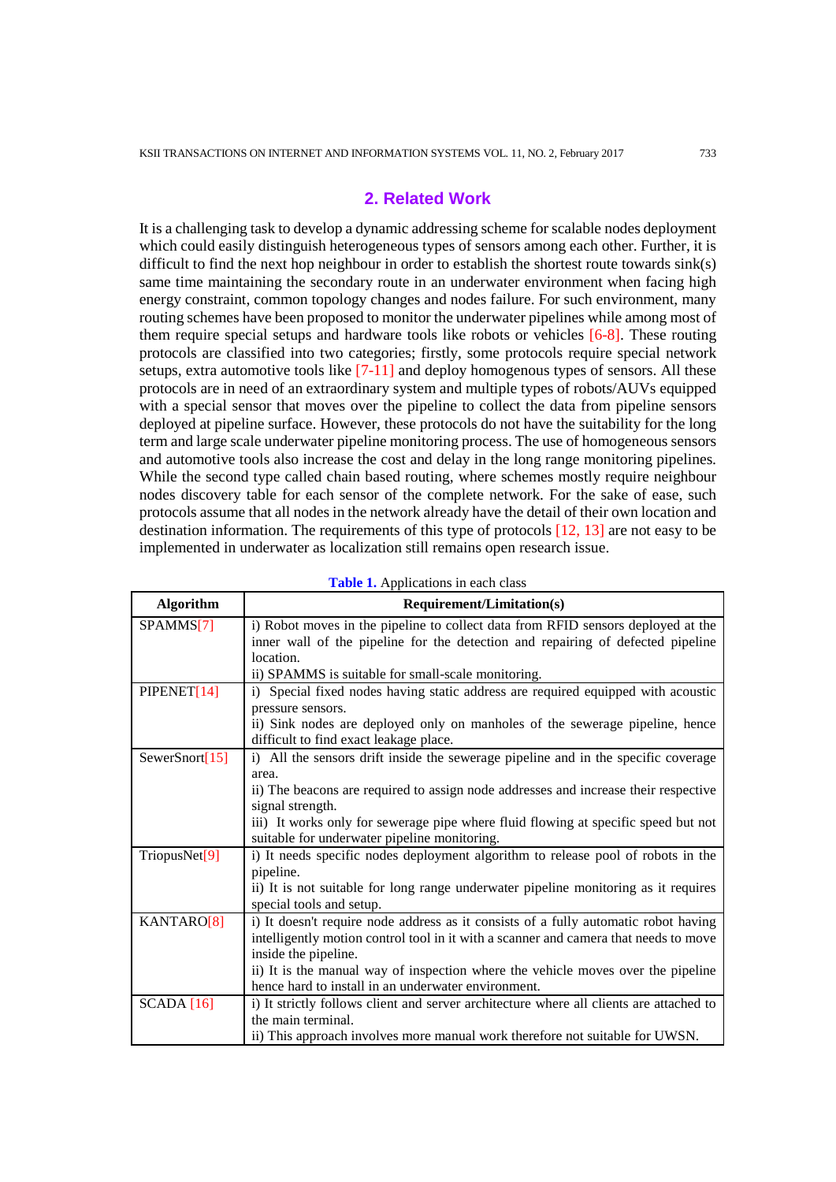## 2. Related Work

It is a challenging task to develop a dynamic addressing scheme for scalable nodes deployment which could easily distinguish heterogeneous types of sensors among each other. Further, it is difficult to find the next hop neighbour in order to establish the shortest route towards sink(s) same time maintaining the secondary route in an underwater environment when facing high energy constraint, common topology changes and nodes failure. For such environment, many routing schemes have been proposed to monitor the underwater pipelines while among most of them require special setups and hardware tools like robots or vehicles [6-8]. These routing protocols are classified into two categories; firstly, some protocols require special network setups, extra automotive tools like [7-11] and deploy homogenous types of sensors. All these protocols are in need of an extraordinary system and multiple types of robots/AUVs equipped with a special sensor that moves over the pipeline to collect the data from pipeline sensors deployed at pipeline surface. However, these protocols do not have the suitability for the long term and large scale underwater pipeline monitoring process. The use of homogeneous sensors and automotive tools also increase the cost and delay in the long range monitoring pipelines. While the second type called chain based routing, where schemes mostly require neighbour nodes discovery table for each sensor of the complete network. For the sake of ease, such protocols assume that all nodes in the network already have the detail of their own location and destination information. The requirements of this type of protocols [12, 13] are not easy to be implemented in underwater as localization still remains open research issue.

**Table 1.** Applications in each class

| Algorithm | Requirement/Limitation(s) |
| --- | --- |
| SPAMMS[7] | i) Robot moves in the pipeline to collect data from RFID sensors deployed at the inner wall of the pipeline for the detection and repairing of defected pipeline location.<br>ii) SPAMMS is suitable for small-scale monitoring. |
| PIPENET[14] | i) Special fixed nodes having static address are required equipped with acoustic pressure sensors.<br>ii) Sink nodes are deployed only on manholes of the sewerage pipeline, hence difficult to find exact leakage place. |
| SewerSnort[15] | i) All the sensors drift inside the sewerage pipeline and in the specific coverage area.<br>ii) The beacons are required to assign node addresses and increase their respective signal strength.<br>iii) It works only for sewerage pipe where fluid flowing at specific speed but not suitable for underwater pipeline monitoring. |
| TriopusNet[9] | i) It needs specific nodes deployment algorithm to release pool of robots in the pipeline.<br>ii) It is not suitable for long range underwater pipeline monitoring as it requires special tools and setup. |
| KANTARO[8] | i) It doesn't require node address as it consists of a fully automatic robot having intelligently motion control tool in it with a scanner and camera that needs to move inside the pipeline.<br>ii) It is the manual way of inspection where the vehicle moves over the pipeline hence hard to install in an underwater environment. |
| SCADA [16] | i) It strictly follows client and server architecture where all clients are attached to the main terminal.<br>ii) This approach involves more manual work therefore not suitable for UWSN. |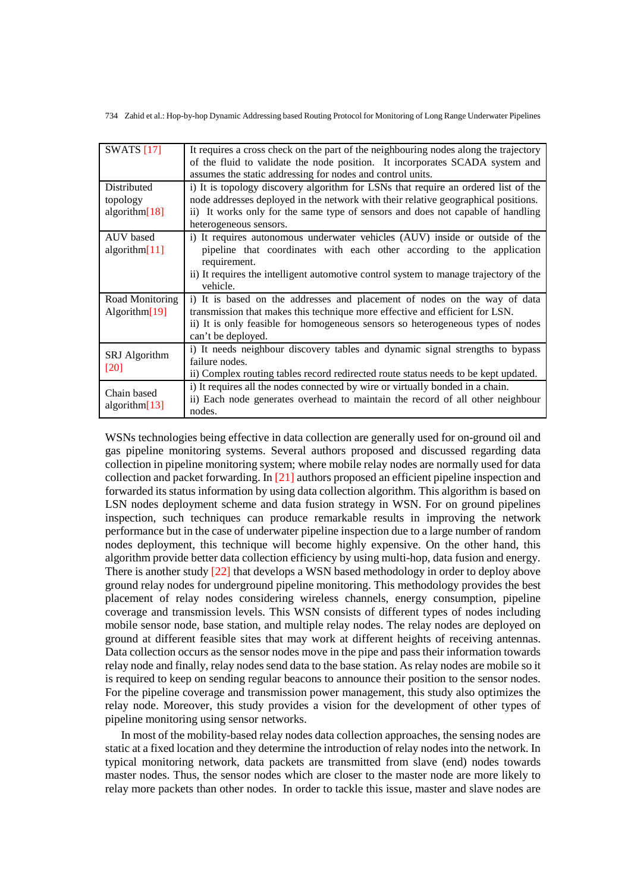| | |
|---|---|
| SWATS [17] | It requires a cross check on the part of the neighbouring nodes along the trajectory of the fluid to validate the node position. It incorporates SCADA system and assumes the static addressing for nodes and control units. |
| Distributed topology algorithm[18] | i) It is topology discovery algorithm for LSNs that require an ordered list of the node addresses deployed in the network with their relative geographical positions.<br>ii) It works only for the same type of sensors and does not capable of handling heterogeneous sensors. |
| AUV based algorithm[11] | i) It requires autonomous underwater vehicles (AUV) inside or outside of the pipeline that coordinates with each other according to the application requirement.<br>ii) It requires the intelligent automotive control system to manage trajectory of the vehicle. |
| Road Monitoring Algorithm[19] | i) It is based on the addresses and placement of nodes on the way of data transmission that makes this technique more effective and efficient for LSN.<br>ii) It is only feasible for homogeneous sensors so heterogeneous types of nodes can't be deployed. |
| SRJ Algorithm [20] | i) It needs neighbour discovery tables and dynamic signal strengths to bypass failure nodes.<br>ii) Complex routing tables record redirected route status needs to be kept updated. |
| Chain based algorithm[13] | i) It requires all the nodes connected by wire or virtually bonded in a chain.<br>ii) Each node generates overhead to maintain the record of all other neighbour nodes. |

WSNs technologies being effective in data collection are generally used for on-ground oil and gas pipeline monitoring systems. Several authors proposed and discussed regarding data collection in pipeline monitoring system; where mobile relay nodes are normally used for data collection and packet forwarding. In [21] authors proposed an efficient pipeline inspection and forwarded its status information by using data collection algorithm. This algorithm is based on LSN nodes deployment scheme and data fusion strategy in WSN. For on ground pipelines inspection, such techniques can produce remarkable results in improving the network performance but in the case of underwater pipeline inspection due to a large number of random nodes deployment, this technique will become highly expensive. On the other hand, this algorithm provide better data collection efficiency by using multi-hop, data fusion and energy. There is another study [22] that develops a WSN based methodology in order to deploy above ground relay nodes for underground pipeline monitoring. This methodology provides the best placement of relay nodes considering wireless channels, energy consumption, pipeline coverage and transmission levels. This WSN consists of different types of nodes including mobile sensor node, base station, and multiple relay nodes. The relay nodes are deployed on ground at different feasible sites that may work at different heights of receiving antennas. Data collection occurs as the sensor nodes move in the pipe and pass their information towards relay node and finally, relay nodes send data to the base station. As relay nodes are mobile so it is required to keep on sending regular beacons to announce their position to the sensor nodes. For the pipeline coverage and transmission power management, this study also optimizes the relay node. Moreover, this study provides a vision for the development of other types of pipeline monitoring using sensor networks.

In most of the mobility-based relay nodes data collection approaches, the sensing nodes are static at a fixed location and they determine the introduction of relay nodes into the network. In typical monitoring network, data packets are transmitted from slave (end) nodes towards master nodes. Thus, the sensor nodes which are closer to the master node are more likely to relay more packets than other nodes. In order to tackle this issue, master and slave nodes are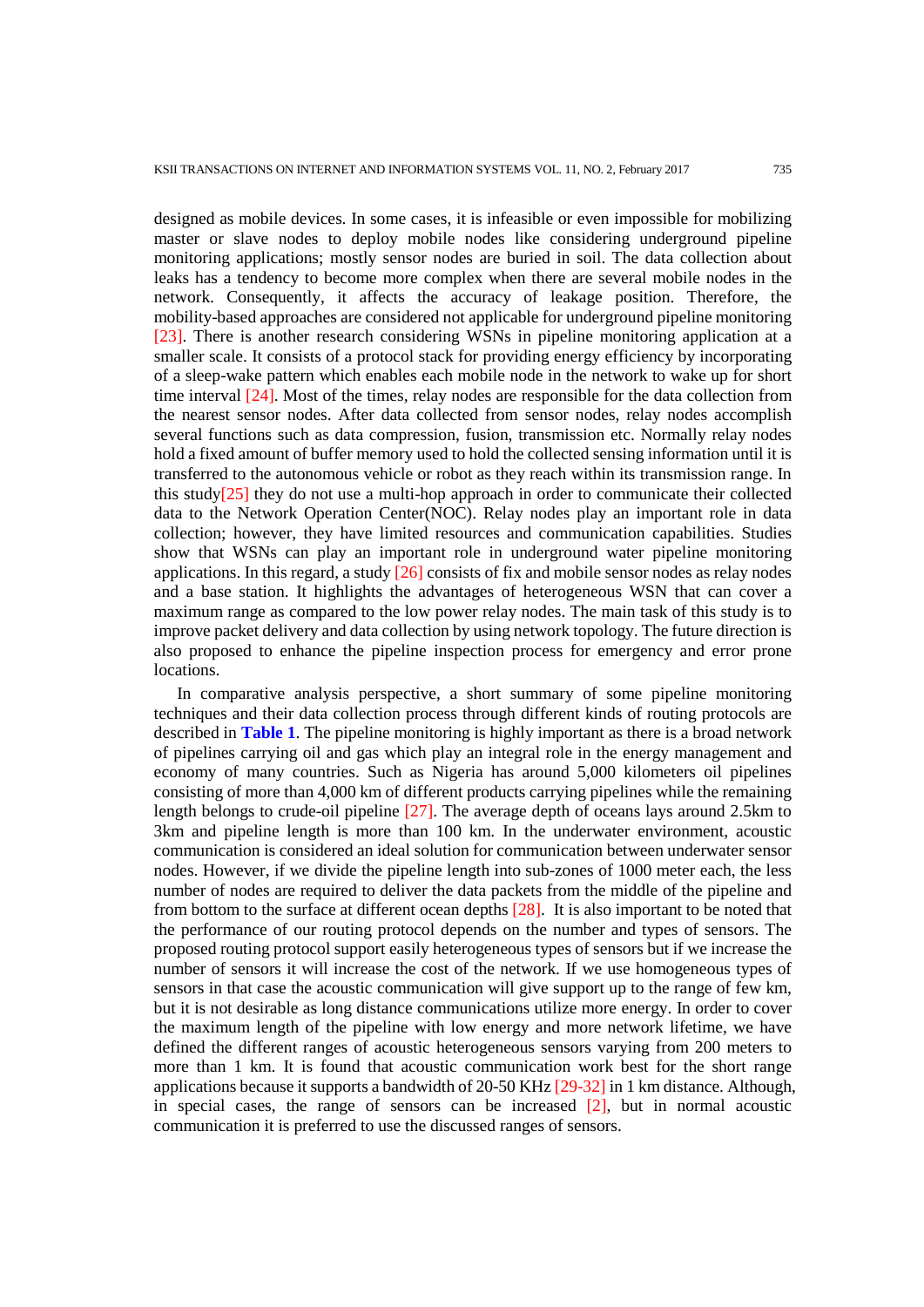designed as mobile devices. In some cases, it is infeasible or even impossible for mobilizing master or slave nodes to deploy mobile nodes like considering underground pipeline monitoring applications; mostly sensor nodes are buried in soil. The data collection about leaks has a tendency to become more complex when there are several mobile nodes in the network. Consequently, it affects the accuracy of leakage position. Therefore, the mobility-based approaches are considered not applicable for underground pipeline monitoring [23]. There is another research considering WSNs in pipeline monitoring application at a smaller scale. It consists of a protocol stack for providing energy efficiency by incorporating of a sleep-wake pattern which enables each mobile node in the network to wake up for short time interval [24]. Most of the times, relay nodes are responsible for the data collection from the nearest sensor nodes. After data collected from sensor nodes, relay nodes accomplish several functions such as data compression, fusion, transmission etc. Normally relay nodes hold a fixed amount of buffer memory used to hold the collected sensing information until it is transferred to the autonomous vehicle or robot as they reach within its transmission range. In this study[25] they do not use a multi-hop approach in order to communicate their collected data to the Network Operation Center(NOC). Relay nodes play an important role in data collection; however, they have limited resources and communication capabilities. Studies show that WSNs can play an important role in underground water pipeline monitoring applications. In this regard, a study [26] consists of fix and mobile sensor nodes as relay nodes and a base station. It highlights the advantages of heterogeneous WSN that can cover a maximum range as compared to the low power relay nodes. The main task of this study is to improve packet delivery and data collection by using network topology. The future direction is also proposed to enhance the pipeline inspection process for emergency and error prone locations.

In comparative analysis perspective, a short summary of some pipeline monitoring techniques and their data collection process through different kinds of routing protocols are described in **Table 1**. The pipeline monitoring is highly important as there is a broad network of pipelines carrying oil and gas which play an integral role in the energy management and economy of many countries. Such as Nigeria has around 5,000 kilometers oil pipelines consisting of more than 4,000 km of different products carrying pipelines while the remaining length belongs to crude-oil pipeline [27]. The average depth of oceans lays around 2.5km to 3km and pipeline length is more than 100 km. In the underwater environment, acoustic communication is considered an ideal solution for communication between underwater sensor nodes. However, if we divide the pipeline length into sub-zones of 1000 meter each, the less number of nodes are required to deliver the data packets from the middle of the pipeline and from bottom to the surface at different ocean depths [28]. It is also important to be noted that the performance of our routing protocol depends on the number and types of sensors. The proposed routing protocol support easily heterogeneous types of sensors but if we increase the number of sensors it will increase the cost of the network. If we use homogeneous types of sensors in that case the acoustic communication will give support up to the range of few km, but it is not desirable as long distance communications utilize more energy. In order to cover the maximum length of the pipeline with low energy and more network lifetime, we have defined the different ranges of acoustic heterogeneous sensors varying from 200 meters to more than 1 km. It is found that acoustic communication work best for the short range applications because it supports a bandwidth of 20-50 KHz [29-32] in 1 km distance. Although, in special cases, the range of sensors can be increased [2], but in normal acoustic communication it is preferred to use the discussed ranges of sensors.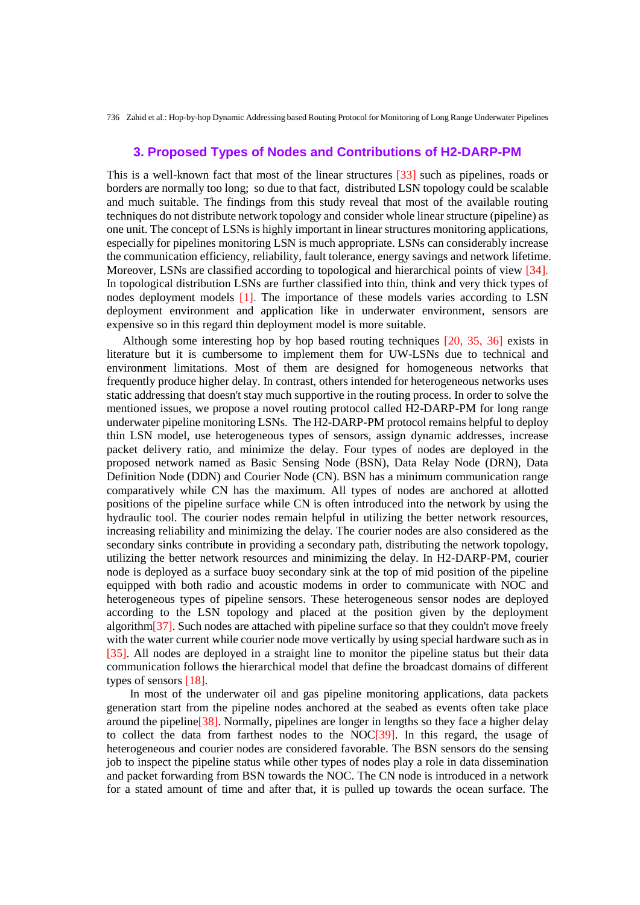## 3. Proposed Types of Nodes and Contributions of H2-DARP-PM

This is a well-known fact that most of the linear structures [33] such as pipelines, roads or borders are normally too long; so due to that fact, distributed LSN topology could be scalable and much suitable. The findings from this study reveal that most of the available routing techniques do not distribute network topology and consider whole linear structure (pipeline) as one unit. The concept of LSNs is highly important in linear structures monitoring applications, especially for pipelines monitoring LSN is much appropriate. LSNs can considerably increase the communication efficiency, reliability, fault tolerance, energy savings and network lifetime. Moreover, LSNs are classified according to topological and hierarchical points of view [34]. In topological distribution LSNs are further classified into thin, think and very thick types of nodes deployment models [1]. The importance of these models varies according to LSN deployment environment and application like in underwater environment, sensors are expensive so in this regard thin deployment model is more suitable.

Although some interesting hop by hop based routing techniques [20, 35, 36] exists in literature but it is cumbersome to implement them for UW-LSNs due to technical and environment limitations. Most of them are designed for homogeneous networks that frequently produce higher delay. In contrast, others intended for heterogeneous networks uses static addressing that doesn't stay much supportive in the routing process. In order to solve the mentioned issues, we propose a novel routing protocol called H2-DARP-PM for long range underwater pipeline monitoring LSNs. The H2-DARP-PM protocol remains helpful to deploy thin LSN model, use heterogeneous types of sensors, assign dynamic addresses, increase packet delivery ratio, and minimize the delay. Four types of nodes are deployed in the proposed network named as Basic Sensing Node (BSN), Data Relay Node (DRN), Data Definition Node (DDN) and Courier Node (CN). BSN has a minimum communication range comparatively while CN has the maximum. All types of nodes are anchored at allotted positions of the pipeline surface while CN is often introduced into the network by using the hydraulic tool. The courier nodes remain helpful in utilizing the better network resources, increasing reliability and minimizing the delay. The courier nodes are also considered as the secondary sinks contribute in providing a secondary path, distributing the network topology, utilizing the better network resources and minimizing the delay. In H2-DARP-PM, courier node is deployed as a surface buoy secondary sink at the top of mid position of the pipeline equipped with both radio and acoustic modems in order to communicate with NOC and heterogeneous types of pipeline sensors. These heterogeneous sensor nodes are deployed according to the LSN topology and placed at the position given by the deployment algorithm[37]. Such nodes are attached with pipeline surface so that they couldn't move freely with the water current while courier node move vertically by using special hardware such as in [35]. All nodes are deployed in a straight line to monitor the pipeline status but their data communication follows the hierarchical model that define the broadcast domains of different types of sensors [18].

In most of the underwater oil and gas pipeline monitoring applications, data packets generation start from the pipeline nodes anchored at the seabed as events often take place around the pipeline[38]. Normally, pipelines are longer in lengths so they face a higher delay to collect the data from farthest nodes to the NOC[39]. In this regard, the usage of heterogeneous and courier nodes are considered favorable. The BSN sensors do the sensing job to inspect the pipeline status while other types of nodes play a role in data dissemination and packet forwarding from BSN towards the NOC. The CN node is introduced in a network for a stated amount of time and after that, it is pulled up towards the ocean surface. The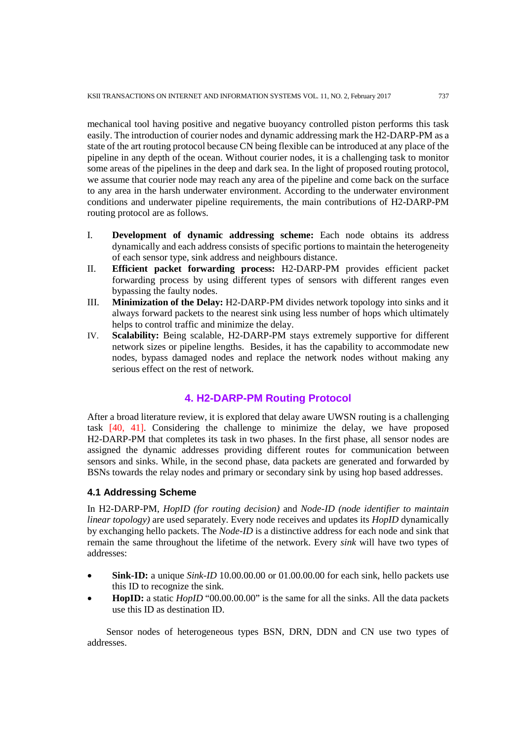mechanical tool having positive and negative buoyancy controlled piston performs this task easily. The introduction of courier nodes and dynamic addressing mark the H2-DARP-PM as a state of the art routing protocol because CN being flexible can be introduced at any place of the pipeline in any depth of the ocean. Without courier nodes, it is a challenging task to monitor some areas of the pipelines in the deep and dark sea. In the light of proposed routing protocol, we assume that courier node may reach any area of the pipeline and come back on the surface to any area in the harsh underwater environment. According to the underwater environment conditions and underwater pipeline requirements, the main contributions of H2-DARP-PM routing protocol are as follows.

I. **Development of dynamic addressing scheme:** Each node obtains its address dynamically and each address consists of specific portions to maintain the heterogeneity of each sensor type, sink address and neighbours distance.

II. **Efficient packet forwarding process:** H2-DARP-PM provides efficient packet forwarding process by using different types of sensors with different ranges even bypassing the faulty nodes.

III. **Minimization of the Delay:** H2-DARP-PM divides network topology into sinks and it always forward packets to the nearest sink using less number of hops which ultimately helps to control traffic and minimize the delay.

IV. **Scalability:** Being scalable, H2-DARP-PM stays extremely supportive for different network sizes or pipeline lengths. Besides, it has the capability to accommodate new nodes, bypass damaged nodes and replace the network nodes without making any serious effect on the rest of network.

## 4. H2-DARP-PM Routing Protocol

After a broad literature review, it is explored that delay aware UWSN routing is a challenging task [40, 41]. Considering the challenge to minimize the delay, we have proposed H2-DARP-PM that completes its task in two phases. In the first phase, all sensor nodes are assigned the dynamic addresses providing different routes for communication between sensors and sinks. While, in the second phase, data packets are generated and forwarded by BSNs towards the relay nodes and primary or secondary sink by using hop based addresses.

### 4.1 Addressing Scheme

In H2-DARP-PM, *HopID (for routing decision)* and *Node-ID (node identifier to maintain linear topology)* are used separately. Every node receives and updates its *HopID* dynamically by exchanging hello packets. The *Node-ID* is a distinctive address for each node and sink that remain the same throughout the lifetime of the network. Every *sink* will have two types of addresses:

- **Sink-ID:** a unique *Sink-ID* 10.00.00.00 or 01.00.00.00 for each sink, hello packets use this ID to recognize the sink.
- **HopID:** a static *HopID* "00.00.00.00" is the same for all the sinks. All the data packets use this ID as destination ID.

Sensor nodes of heterogeneous types BSN, DRN, DDN and CN use two types of addresses.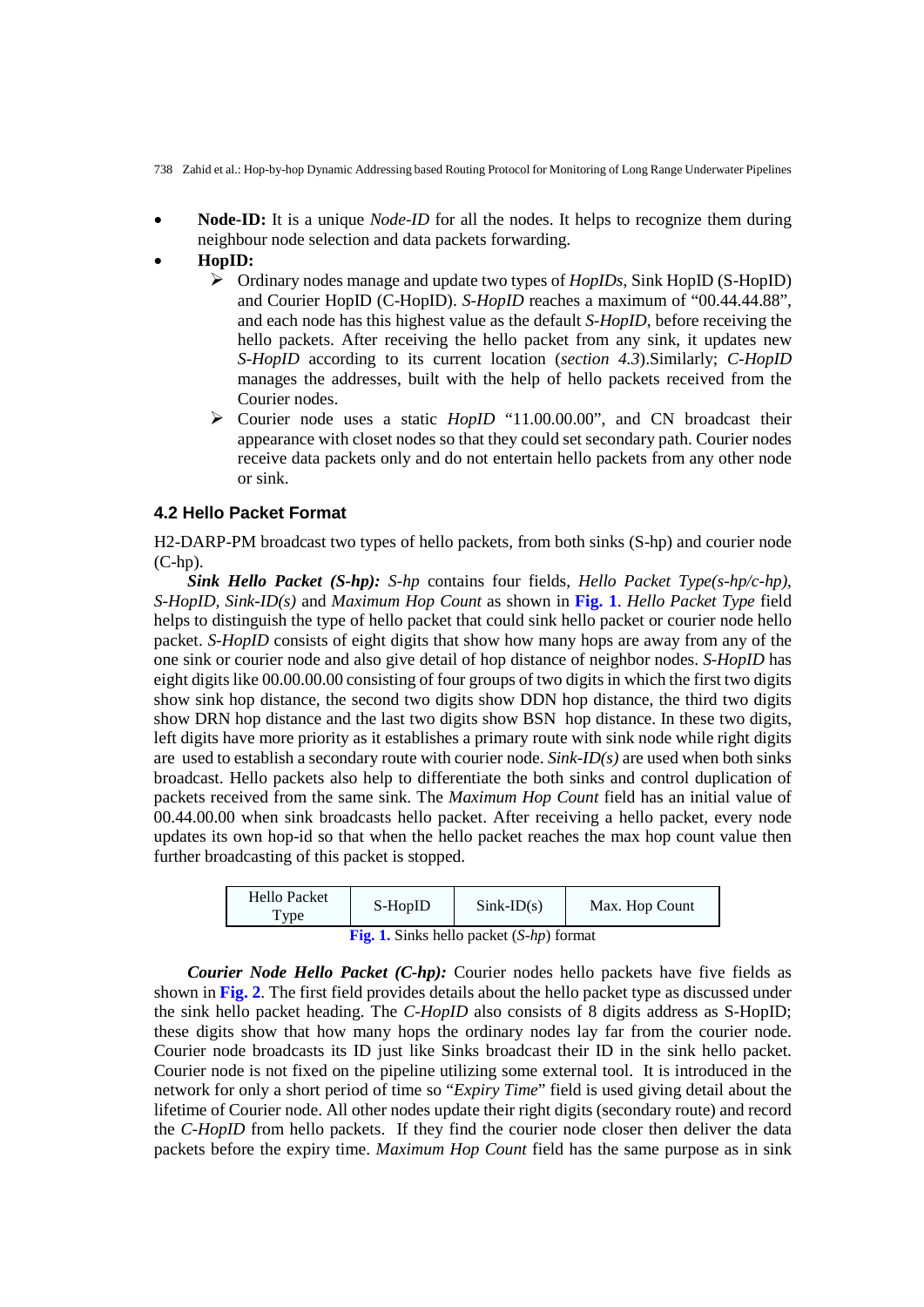- **Node-ID:** It is a unique *Node-ID* for all the nodes. It helps to recognize them during neighbour node selection and data packets forwarding.
- **HopID:**
  - Ordinary nodes manage and update two types of *HopIDs*, Sink HopID (S-HopID) and Courier HopID (C-HopID). *S-HopID* reaches a maximum of "00.44.44.88", and each node has this highest value as the default *S-HopID*, before receiving the hello packets. After receiving the hello packet from any sink, it updates new *S-HopID* according to its current location (*section 4.3*).Similarly; *C-HopID* manages the addresses, built with the help of hello packets received from the Courier nodes.
  - Courier node uses a static *HopID* "11.00.00.00", and CN broadcast their appearance with closet nodes so that they could set secondary path. Courier nodes receive data packets only and do not entertain hello packets from any other node or sink.

### 4.2 Hello Packet Format

H2-DARP-PM broadcast two types of hello packets, from both sinks (S-hp) and courier node (C-hp).

***Sink Hello Packet (S-hp):*** *S-hp* contains four fields, *Hello Packet Type(s-hp/c-hp)*, *S-HopID, Sink-ID(s)* and *Maximum Hop Count* as shown in **Fig. 1**. *Hello Packet Type* field helps to distinguish the type of hello packet that could sink hello packet or courier node hello packet. *S-HopID* consists of eight digits that show how many hops are away from any of the one sink or courier node and also give detail of hop distance of neighbor nodes. *S-HopID* has eight digits like 00.00.00.00 consisting of four groups of two digits in which the first two digits show sink hop distance, the second two digits show DDN hop distance, the third two digits show DRN hop distance and the last two digits show BSN hop distance. In these two digits, left digits have more priority as it establishes a primary route with sink node while right digits are used to establish a secondary route with courier node. *Sink-ID(s)* are used when both sinks broadcast. Hello packets also help to differentiate the both sinks and control duplication of packets received from the same sink. The *Maximum Hop Count* field has an initial value of 00.44.00.00 when sink broadcasts hello packet. After receiving a hello packet, every node updates its own hop-id so that when the hello packet reaches the max hop count value then further broadcasting of this packet is stopped.

| Hello Packet Type | S-HopID | Sink-ID(s) | Max. Hop Count |
|---|---|---|---|

**Fig. 1.** Sinks hello packet (*S-hp*) format

***Courier Node Hello Packet (C-hp):*** Courier nodes hello packets have five fields as shown in **Fig. 2**. The first field provides details about the hello packet type as discussed under the sink hello packet heading. The *C-HopID* also consists of 8 digits address as S-HopID; these digits show that how many hops the ordinary nodes lay far from the courier node. Courier node broadcasts its ID just like Sinks broadcast their ID in the sink hello packet. Courier node is not fixed on the pipeline utilizing some external tool. It is introduced in the network for only a short period of time so "*Expiry Time*" field is used giving detail about the lifetime of Courier node. All other nodes update their right digits (secondary route) and record the *C-HopID* from hello packets. If they find the courier node closer then deliver the data packets before the expiry time. *Maximum Hop Count* field has the same purpose as in sink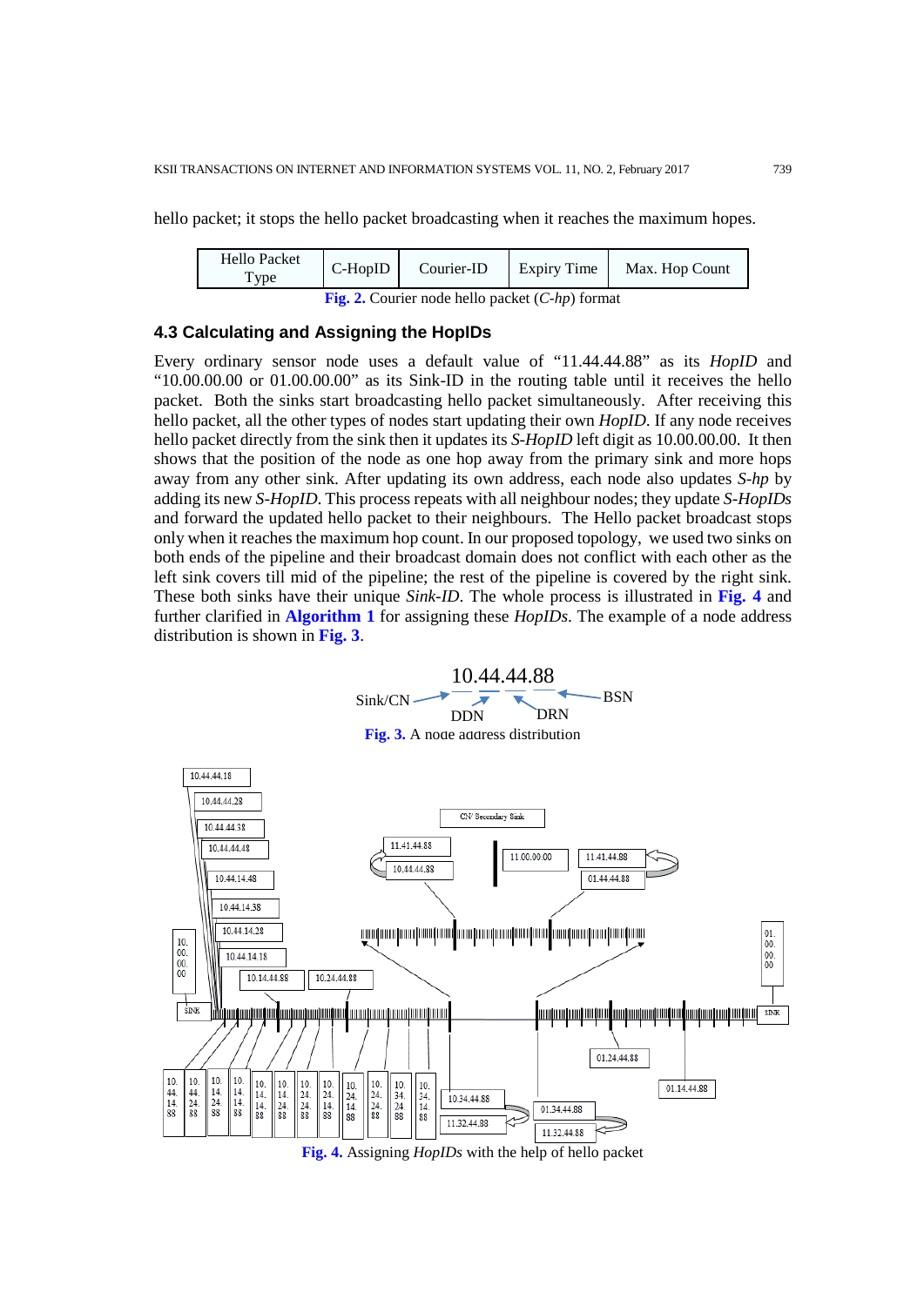hello packet; it stops the hello packet broadcasting when it reaches the maximum hopes.

| Hello Packet Type | C-HopID | Courier-ID | Expiry Time | Max. Hop Count |
|---|---|---|---|---|

**Fig. 2.** Courier node hello packet (*C-hp*) format

### 4.3 Calculating and Assigning the HopIDs

Every ordinary sensor node uses a default value of "11.44.44.88" as its *HopID* and "10.00.00.00 or 01.00.00.00" as its Sink-ID in the routing table until it receives the hello packet. Both the sinks start broadcasting hello packet simultaneously. After receiving this hello packet, all the other types of nodes start updating their own *HopID*. If any node receives hello packet directly from the sink then it updates its *S-HopID* left digit as 10.00.00.00. It then shows that the position of the node as one hop away from the primary sink and more hops away from any other sink. After updating its own address, each node also updates *S-hp* by adding its new *S-HopID*. This process repeats with all neighbour nodes; they update *S-HopIDs* and forward the updated hello packet to their neighbours. The Hello packet broadcast stops only when it reaches the maximum hop count. In our proposed topology, we used two sinks on both ends of the pipeline and their broadcast domain does not conflict with each other as the left sink covers till mid of the pipeline; the rest of the pipeline is covered by the right sink. These both sinks have their unique *Sink-ID*. The whole process is illustrated in **Fig. 4** and further clarified in **Algorithm 1** for assigning these *HopIDs*. The example of a node address distribution is shown in **Fig. 3**.

10.44.44.88

Sink/CN

DDN

DRN

BSN

**Fig. 3.** A node address distribution

10.44.44.18
10.44.44.28
10.44.44.38
10.44.44.48
10.44.14.48
10.44.14.38
10.44.14.28
10.44.14.18
10.14.44.88
10.24.44.88
10.00.00.00
SINK
CN/ Secondary Sink
11.41.44.88
10.44.44.88
11.00.00.00
11.41.44.88
01.44.44.88
01.00.00.00
SINK
10.44.14.88
10.44.24.88
10.14.24.88
10.14.14.88
10.14.14.88
10.14.24.88
10.24.24.88
10.24.14.88
10.24.14.88
10.24.24.88
10.34.24.88
10.34.14.88
10.34.44.88
11.32.44.88
01.34.44.88
11.32.44.88
01.24.44.88
01.14.44.88

**Fig. 4.** Assigning *HopIDs* with the help of hello packet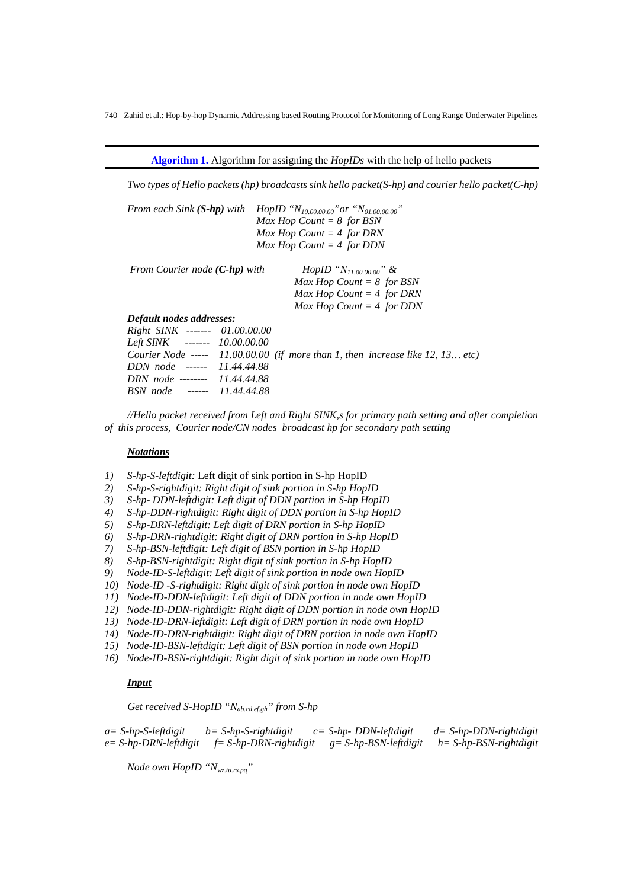**Algorithm 1.** Algorithm for assigning the *HopIDs* with the help of hello packets

*Two types of Hello packets (hp) broadcasts sink hello packet(S-hp) and courier hello packet(C-hp)*

*From each Sink **(S-hp)** with* *HopID "$N_{10.00.00.00}$" or "$N_{01.00.00.00}$"*
*Max Hop Count = 8 for BSN*
*Max Hop Count = 4 for DRN*
*Max Hop Count = 4 for DDN*

*From Courier node **(C-hp)** with* *HopID "$N_{11.00.00.00}$" &*
*Max Hop Count = 8 for BSN*
*Max Hop Count = 4 for DRN*
*Max Hop Count = 4 for DDN*

***Default nodes addresses:***

*Right SINK ------- 01.00.00.00*
*Left SINK ------- 10.00.00.00*
*Courier Node ----- 11.00.00.00 (if more than 1, then increase like 12, 13… etc)*
*DDN node ------ 11.44.44.88*
*DRN node -------- 11.44.44.88*
*BSN node ------ 11.44.44.88*

*//Hello packet received from Left and Right SINK,s for primary path setting and after completion of this process, Courier node/CN nodes broadcast hp for secondary path setting*

***Notations***

1) *S-hp-S-leftdigit:* Left digit of sink portion in S-hp HopID
2) *S-hp-S-rightdigit: Right digit of sink portion in S-hp HopID*
3) *S-hp- DDN-leftdigit: Left digit of DDN portion in S-hp HopID*
4) *S-hp-DDN-rightdigit: Right digit of DDN portion in S-hp HopID*
5) *S-hp-DRN-leftdigit: Left digit of DRN portion in S-hp HopID*
6) *S-hp-DRN-rightdigit: Right digit of DRN portion in S-hp HopID*
7) *S-hp-BSN-leftdigit: Left digit of BSN portion in S-hp HopID*
8) *S-hp-BSN-rightdigit: Right digit of sink portion in S-hp HopID*
9) *Node-ID-S-leftdigit: Left digit of sink portion in node own HopID*
10) *Node-ID -S-rightdigit: Right digit of sink portion in node own HopID*
11) *Node-ID-DDN-leftdigit: Left digit of DDN portion in node own HopID*
12) *Node-ID-DDN-rightdigit: Right digit of DDN portion in node own HopID*
13) *Node-ID-DRN-leftdigit: Left digit of DRN portion in node own HopID*
14) *Node-ID-DRN-rightdigit: Right digit of DRN portion in node own HopID*
15) *Node-ID-BSN-leftdigit: Left digit of BSN portion in node own HopID*
16) *Node-ID-BSN-rightdigit: Right digit of sink portion in node own HopID*

***Input***

*Get received S-HopID "$N_{ab.cd.ef.gh}$" from S-hp*

*a= S-hp-S-leftdigit* *b= S-hp-S-rightdigit* *c= S-hp- DDN-leftdigit* *d= S-hp-DDN-rightdigit*
*e= S-hp-DRN-leftdigit* *f= S-hp-DRN-rightdigit* *g= S-hp-BSN-leftdigit* *h= S-hp-BSN-rightdigit*

*Node own HopID "$N_{wz.tu.rs.pq}$"*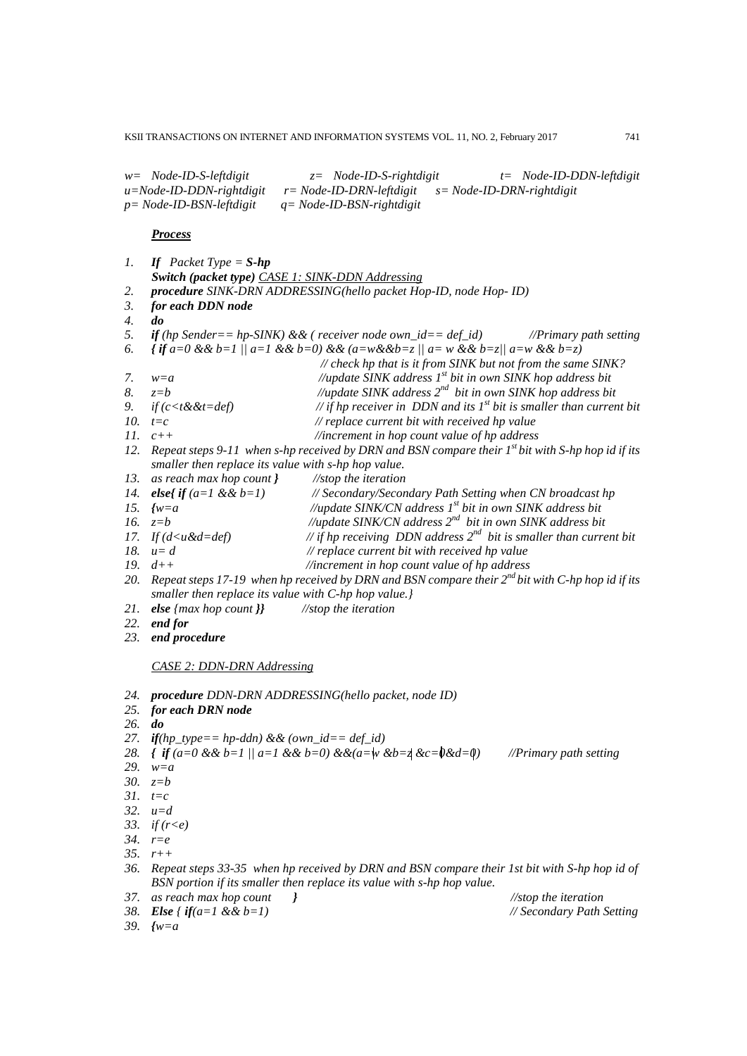*w= Node-ID-S-leftdigit* *z= Node-ID-S-rightdigit* *t= Node-ID-DDN-leftdigit*
*u=Node-ID-DDN-rightdigit* *r= Node-ID-DRN-leftdigit* *s= Node-ID-DRN-rightdigit*
*p= Node-ID-BSN-leftdigit* *q= Node-ID-BSN-rightdigit*

***<u>Process</u>***

1. ***If*** *Packet Type =* ***S-hp***
   ***Switch (packet type)*** *<u>CASE 1: SINK-DDN Addressing</u>*
2. ***procedure*** *SINK-DRN ADDRESSING(hello packet Hop-ID, node Hop- ID)*
3. ***for each DDN node***
4. ***do***
5. ***if*** *(hp Sender== hp-SINK) && ( receiver node own_id== def_id)* *//Primary path setting*
6. ***{ if*** *a=0 && b=1 || a=1 && b=0) && (a=w&&b=z || a= w && b=z|| a=w && b=z)*
   *// check hp that is it from SINK but not from the same SINK?*
7. *w=a* *//update SINK address 1st bit in own SINK hop address bit*
8. *z=b* *//update SINK address 2nd bit in own SINK hop address bit*
9. *if (c<t&&t=def)* *// if hp receiver in DDN and its 1st bit is smaller than current bit*
10. *t=c* *// replace current bit with received hp value*
11. *c++* *//increment in hop count value of hp address*
12. *Repeat steps 9-11 when s-hp received by DRN and BSN compare their 1st bit with S-hp hop id if its smaller then replace its value with s-hp hop value.*
13. *as reach max hop count* ***}*** *//stop the iteration*
14. ***else{ if*** *(a=1 && b=1)* *// Secondary/Secondary Path Setting when CN broadcast hp*
15. ***{****w=a* *//update SINK/CN address 1st bit in own SINK address bit*
16. *z=b* *//update SINK/CN address 2nd bit in own SINK address bit*
17. *If (d<u&d=def)* *// if hp receiving DDN address 2nd bit is smaller than current bit*
18. *u= d* *// replace current bit with received hp value*
19. *d++* *//increment in hop count value of hp address*
20. *Repeat steps 17-19 when hp received by DRN and BSN compare their 2nd bit with C-hp hop id if its smaller then replace its value with C-hp hop value.}*
21. ***else*** *{max hop count* ***}}*** *//stop the iteration*
22. ***end for***
23. ***end procedure***

*<u>CASE 2: DDN-DRN Addressing</u>*

24. ***procedure*** *DDN-DRN ADDRESSING(hello packet, node ID)*
25. ***for each DRN node***
26. ***do***
27. ***if****(hp_type== hp-ddn) && (own_id== def_id)*
28. ***{ if*** *(a=0 && b=1 || a=1 && b=0) &&(a=w &b=z &c=0&d=0)* *//Primary path setting*
29. *w=a*
30. *z=b*
31. *t=c*
32. *u=d*
33. *if (r<e)*
34. *r=e*
35. *r++*
36. *Repeat steps 33-35 when hp received by DRN and BSN compare their 1st bit with S-hp hop id of BSN portion if its smaller then replace its value with s-hp hop value.*
37. *as reach max hop count* ***}*** *//stop the iteration*
38. ***Else*** *{* ***if****(a=1 && b=1)* *// Secondary Path Setting*
39. ***{****w=a*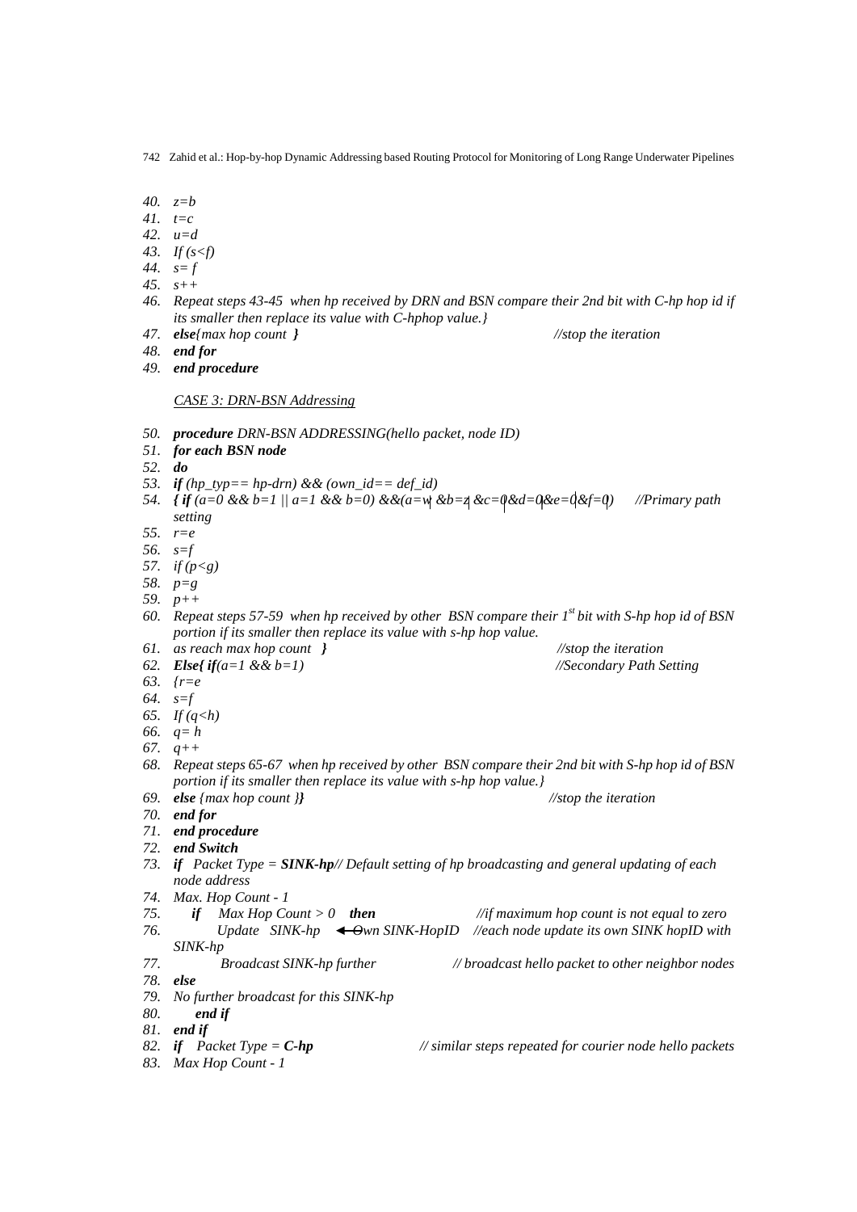```
40. z=b
41. t=c
42. u=d
43. If (s<f)
44. s= f
45. s++
46. Repeat steps 43-45 when hp received by DRN and BSN compare their 2nd bit with C-hp hop id if
    its smaller then replace its value with C-hphop value.}
47. else{max hop count }                                        //stop the iteration
48. end for
49. end procedure

    CASE 3: DRN-BSN Addressing

50. procedure DRN-BSN ADDRESSING(hello packet, node ID)
51. for each BSN node
52. do
53. if (hp_typ== hp-drn) && (own_id== def_id)
54. { if (a=0 && b=1 || a=1 && b=0) &&(a=w &b=z &c=0&d=0&e=0&f=0)      //Primary path
    setting
55. r=e
56. s=f
57. if (p<g)
58. p=g
59. p++
60. Repeat steps 57-59 when hp received by other BSN compare their 1st bit with S-hp hop id of BSN
    portion if its smaller then replace its value with s-hp hop value.
61. as reach max hop count }                                    //stop the iteration
62. Else{ if(a=1 && b=1)                                        //Secondary Path Setting
63. {r=e
64. s=f
65. If (q<h)
66. q= h
67. q++
68. Repeat steps 65-67 when hp received by other BSN compare their 2nd bit with S-hp hop id of BSN
    portion if its smaller then replace its value with s-hp hop value.}
69. else {max hop count }}                                      //stop the iteration
70. end for
71. end procedure
72. end Switch
73. if  Packet Type = SINK-hp// Default setting of hp broadcasting and general updating of each
    node address
74. Max. Hop Count - 1
75.    if   Max Hop Count > 0   then                 //if maximum hop count is not equal to zero
76.          Update  SINK-hp  ← Own SINK-HopID   //each node update its own SINK hopID with
    SINK-hp
77.           Broadcast SINK-hp further              // broadcast hello packet to other neighbor nodes
78. else
79. No further broadcast for this SINK-hp
80.     end if
81. end if
82. if  Packet Type = C-hp                    // similar steps repeated for courier node hello packets
83. Max Hop Count - 1
```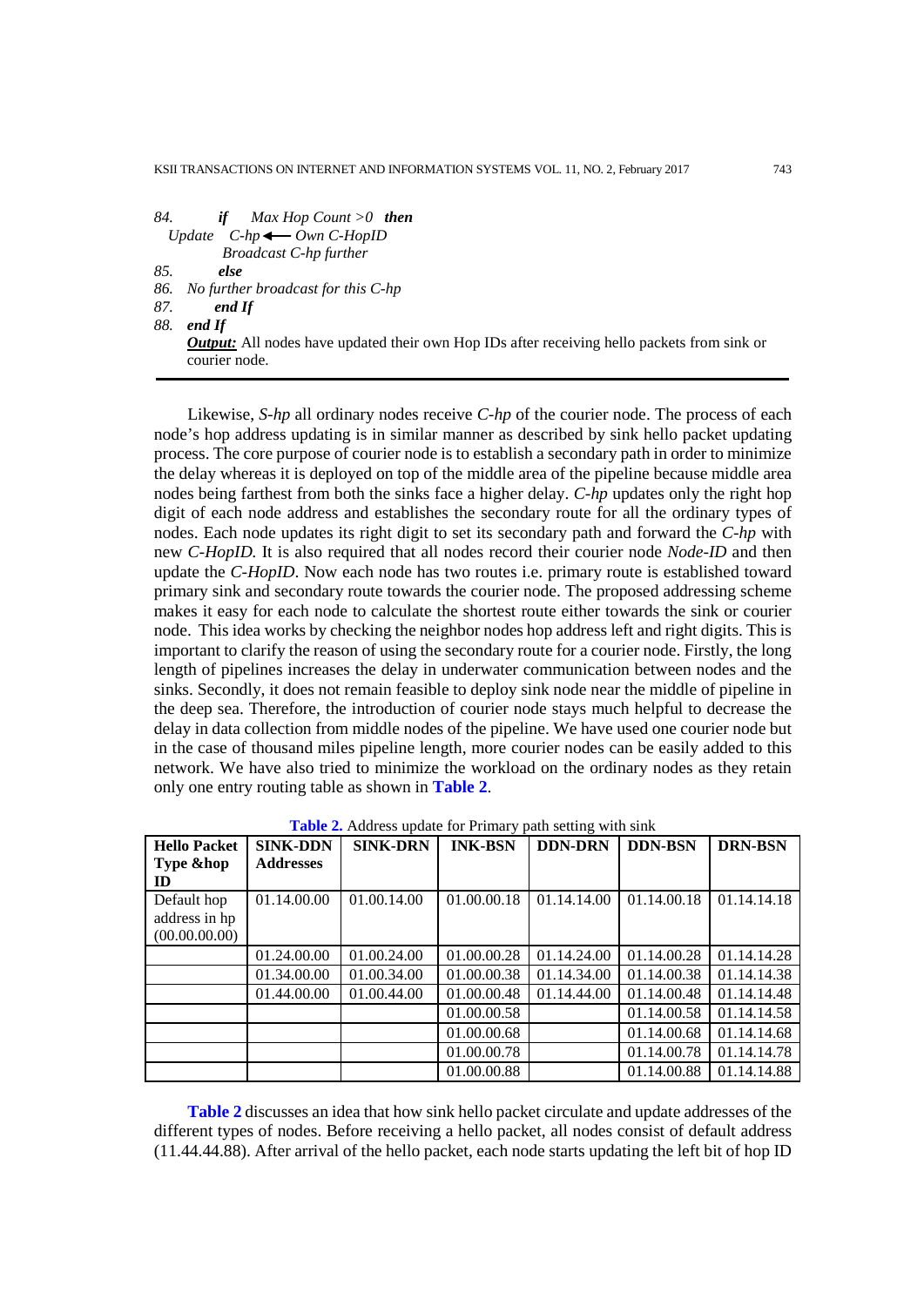*84.* ***if*** *Max Hop Count >0* ***then***
*Update C-hp* ⟵ *Own C-HopID*
*Broadcast C-hp further*
*85.* ***else***
*86. No further broadcast for this C-hp*
*87.* ***end If***
*88.* ***end If***
***Output:*** All nodes have updated their own Hop IDs after receiving hello packets from sink or courier node.

---

Likewise, *S-hp* all ordinary nodes receive *C-hp* of the courier node. The process of each node's hop address updating is in similar manner as described by sink hello packet updating process. The core purpose of courier node is to establish a secondary path in order to minimize the delay whereas it is deployed on top of the middle area of the pipeline because middle area nodes being farthest from both the sinks face a higher delay. *C-hp* updates only the right hop digit of each node address and establishes the secondary route for all the ordinary types of nodes. Each node updates its right digit to set its secondary path and forward the *C-hp* with new *C-HopID.* It is also required that all nodes record their courier node *Node-ID* and then update the *C-HopID*. Now each node has two routes i.e. primary route is established toward primary sink and secondary route towards the courier node. The proposed addressing scheme makes it easy for each node to calculate the shortest route either towards the sink or courier node. This idea works by checking the neighbor nodes hop address left and right digits. This is important to clarify the reason of using the secondary route for a courier node. Firstly, the long length of pipelines increases the delay in underwater communication between nodes and the sinks. Secondly, it does not remain feasible to deploy sink node near the middle of pipeline in the deep sea. Therefore, the introduction of courier node stays much helpful to decrease the delay in data collection from middle nodes of the pipeline. We have used one courier node but in the case of thousand miles pipeline length, more courier nodes can be easily added to this network. We have also tried to minimize the workload on the ordinary nodes as they retain only one entry routing table as shown in **Table 2**.

**Table 2.** Address update for Primary path setting with sink

| Hello Packet Type &hop ID | SINK-DDN Addresses | SINK-DRN | INK-BSN | DDN-DRN | DDN-BSN | DRN-BSN |
|---|---|---|---|---|---|---|
| Default hop address in hp (00.00.00.00) | 01.14.00.00 | 01.00.14.00 | 01.00.00.18 | 01.14.14.00 | 01.14.00.18 | 01.14.14.18 |
| | 01.24.00.00 | 01.00.24.00 | 01.00.00.28 | 01.14.24.00 | 01.14.00.28 | 01.14.14.28 |
| | 01.34.00.00 | 01.00.34.00 | 01.00.00.38 | 01.14.34.00 | 01.14.00.38 | 01.14.14.38 |
| | 01.44.00.00 | 01.00.44.00 | 01.00.00.48 | 01.14.44.00 | 01.14.00.48 | 01.14.14.48 |
| | | | 01.00.00.58 | | 01.14.00.58 | 01.14.14.58 |
| | | | 01.00.00.68 | | 01.14.00.68 | 01.14.14.68 |
| | | | 01.00.00.78 | | 01.14.00.78 | 01.14.14.78 |
| | | | 01.00.00.88 | | 01.14.00.88 | 01.14.14.88 |

**Table 2** discusses an idea that how sink hello packet circulate and update addresses of the different types of nodes. Before receiving a hello packet, all nodes consist of default address (11.44.44.88). After arrival of the hello packet, each node starts updating the left bit of hop ID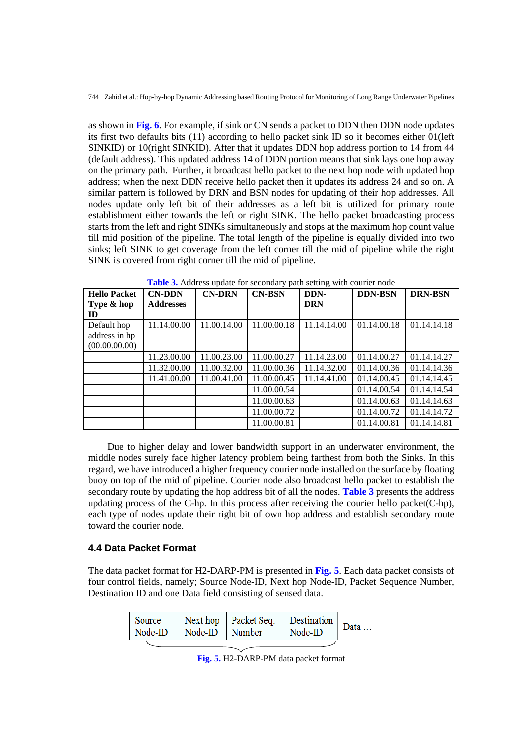as shown in **Fig. 6**. For example, if sink or CN sends a packet to DDN then DDN node updates its first two defaults bits (11) according to hello packet sink ID so it becomes either 01(left SINKID) or 10(right SINKID). After that it updates DDN hop address portion to 14 from 44 (default address). This updated address 14 of DDN portion means that sink lays one hop away on the primary path. Further, it broadcast hello packet to the next hop node with updated hop address; when the next DDN receive hello packet then it updates its address 24 and so on. A similar pattern is followed by DRN and BSN nodes for updating of their hop addresses. All nodes update only left bit of their addresses as a left bit is utilized for primary route establishment either towards the left or right SINK. The hello packet broadcasting process starts from the left and right SINKs simultaneously and stops at the maximum hop count value till mid position of the pipeline. The total length of the pipeline is equally divided into two sinks; left SINK to get coverage from the left corner till the mid of pipeline while the right SINK is covered from right corner till the mid of pipeline.

**Table 3.** Address update for secondary path setting with courier node

| **Hello Packet Type & hop ID** | **CN-DDN Addresses** | **CN-DRN** | **CN-BSN** | **DDN-DRN** | **DDN-BSN** | **DRN-BSN** |
|---|---|---|---|---|---|---|
| Default hop address in hp (00.00.00.00) | 11.14.00.00 | 11.00.14.00 | 11.00.00.18 | 11.14.14.00 | 01.14.00.18 | 01.14.14.18 |
| | 11.23.00.00 | 11.00.23.00 | 11.00.00.27 | 11.14.23.00 | 01.14.00.27 | 01.14.14.27 |
| | 11.32.00.00 | 11.00.32.00 | 11.00.00.36 | 11.14.32.00 | 01.14.00.36 | 01.14.14.36 |
| | 11.41.00.00 | 11.00.41.00 | 11.00.00.45 | 11.14.41.00 | 01.14.00.45 | 01.14.14.45 |
| | | | 11.00.00.54 | | 01.14.00.54 | 01.14.14.54 |
| | | | 11.00.00.63 | | 01.14.00.63 | 01.14.14.63 |
| | | | 11.00.00.72 | | 01.14.00.72 | 01.14.14.72 |
| | | | 11.00.00.81 | | 01.14.00.81 | 01.14.14.81 |

Due to higher delay and lower bandwidth support in an underwater environment, the middle nodes surely face higher latency problem being farthest from both the Sinks. In this regard, we have introduced a higher frequency courier node installed on the surface by floating buoy on top of the mid of pipeline. Courier node also broadcast hello packet to establish the secondary route by updating the hop address bit of all the nodes. **Table 3** presents the address updating process of the C-hp. In this process after receiving the courier hello packet(C-hp), each type of nodes update their right bit of own hop address and establish secondary route toward the courier node.

### 4.4 Data Packet Format

The data packet format for H2-DARP-PM is presented in **Fig. 5**. Each data packet consists of four control fields, namely; Source Node-ID, Next hop Node-ID, Packet Sequence Number, Destination ID and one Data field consisting of sensed data.

| Source Node-ID | Next hop Node-ID | Packet Seq. Number | Destination Node-ID | Data … |
|---|---|---|---|---|

**Fig. 5.** H2-DARP-PM data packet format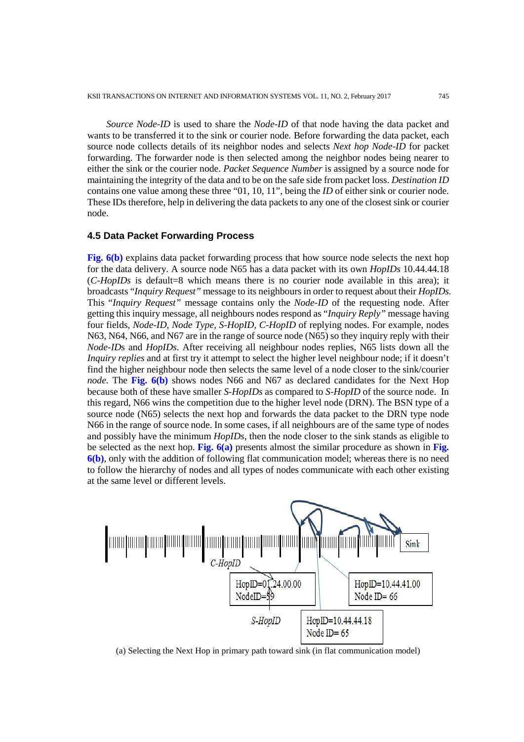*Source Node-ID* is used to share the *Node-ID* of that node having the data packet and wants to be transferred it to the sink or courier node. Before forwarding the data packet, each source node collects details of its neighbor nodes and selects *Next hop Node-ID* for packet forwarding. The forwarder node is then selected among the neighbor nodes being nearer to either the sink or the courier node. *Packet Sequence Number* is assigned by a source node for maintaining the integrity of the data and to be on the safe side from packet loss. *Destination ID* contains one value among these three "01, 10, 11", being the *ID* of either sink or courier node. These IDs therefore, help in delivering the data packets to any one of the closest sink or courier node.

### 4.5 Data Packet Forwarding Process

**Fig. 6(b)** explains data packet forwarding process that how source node selects the next hop for the data delivery. A source node N65 has a data packet with its own *HopIDs* 10.44.44.18 (*C-HopIDs* is default=8 which means there is no courier node available in this area); it broadcasts "*Inquiry Request"* message to its neighbours in order to request about their *HopIDs.* This "*Inquiry Request"* message contains only the *Node-ID* of the requesting node. After getting this inquiry message, all neighbours nodes respond as "*Inquiry Reply"* message having four fields, *Node-ID, Node Type, S-HopID, C-HopID* of replying nodes. For example, nodes N63, N64, N66, and N67 are in the range of source node (N65) so they inquiry reply with their *Node-IDs* and *HopIDs.* After receiving all neighbour nodes replies, N65 lists down all the *Inquiry replies* and at first try it attempt to select the higher level neighbour node; if it doesn't find the higher neighbour node then selects the same level of a node closer to the sink/courier *node.* The **Fig. 6(b)** shows nodes N66 and N67 as declared candidates for the Next Hop because both of these have smaller *S-HopIDs* as compared to *S-HopID* of the source node. In this regard, N66 wins the competition due to the higher level node (DRN). The BSN type of a source node (N65) selects the next hop and forwards the data packet to the DRN type node N66 in the range of source node. In some cases, if all neighbours are of the same type of nodes and possibly have the minimum *HopIDs*, then the node closer to the sink stands as eligible to be selected as the next hop. **Fig. 6(a)** presents almost the similar procedure as shown in **Fig. 6(b)**, only with the addition of following flat communication model; whereas there is no need to follow the hierarchy of nodes and all types of nodes communicate with each other existing at the same level or different levels.

Sink

C-HopID

HopID=01.24.00.00
NodeID=59

HopID=10.44.41.00
Node ID= 66

S-HopID

HopID=10.44.44.18
Node ID= 65

(a) Selecting the Next Hop in primary path toward sink (in flat communication model)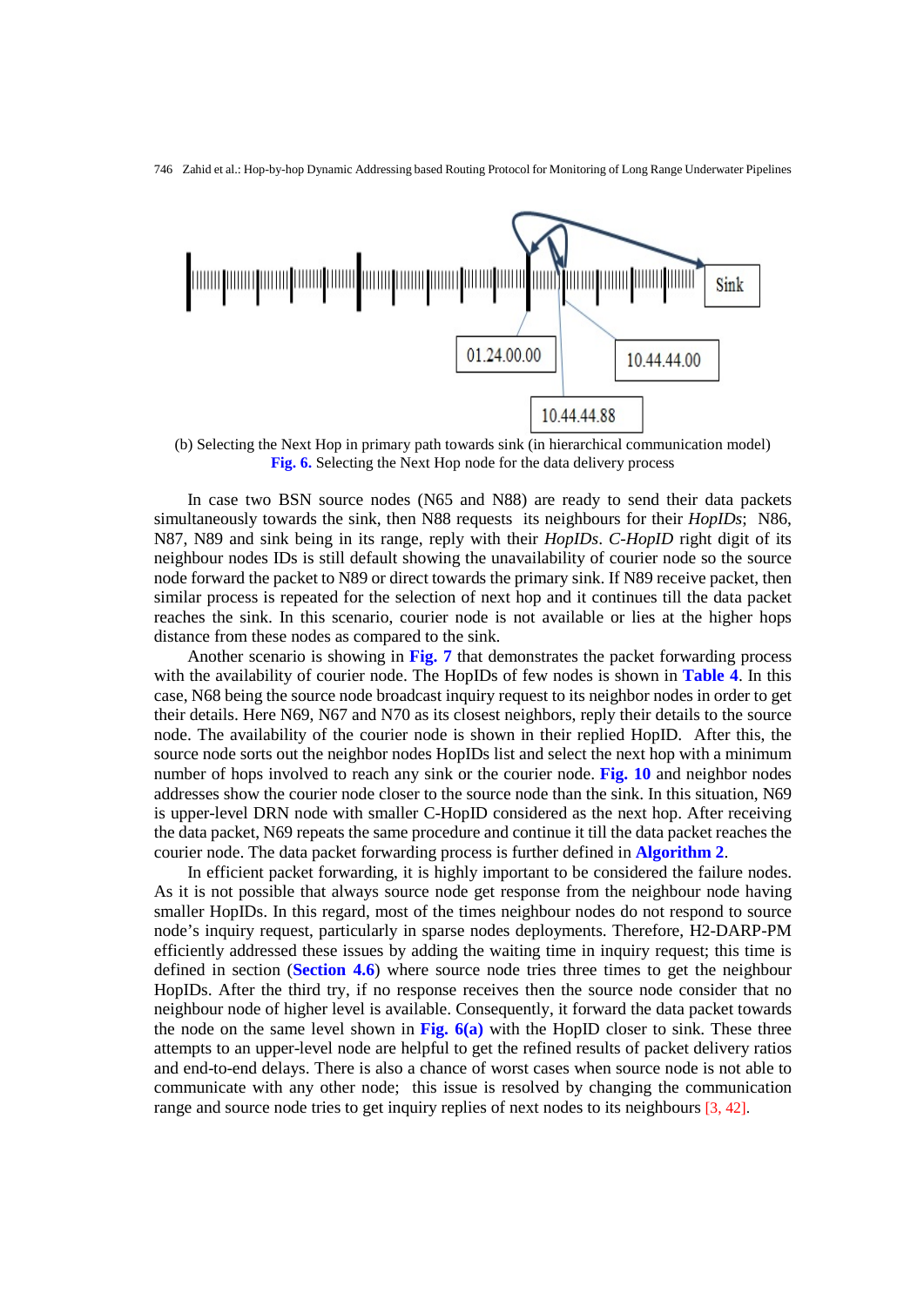Sink

01.24.00.00

10.44.44.00

10.44.44.88

(b) Selecting the Next Hop in primary path towards sink (in hierarchical communication model)

**Fig. 6.** Selecting the Next Hop node for the data delivery process

In case two BSN source nodes (N65 and N88) are ready to send their data packets simultaneously towards the sink, then N88 requests its neighbours for their *HopIDs*; N86, N87, N89 and sink being in its range, reply with their *HopIDs*. *C-HopID* right digit of its neighbour nodes IDs is still default showing the unavailability of courier node so the source node forward the packet to N89 or direct towards the primary sink. If N89 receive packet, then similar process is repeated for the selection of next hop and it continues till the data packet reaches the sink. In this scenario, courier node is not available or lies at the higher hops distance from these nodes as compared to the sink.

Another scenario is showing in **Fig. 7** that demonstrates the packet forwarding process with the availability of courier node. The HopIDs of few nodes is shown in **Table 4**. In this case, N68 being the source node broadcast inquiry request to its neighbor nodes in order to get their details. Here N69, N67 and N70 as its closest neighbors, reply their details to the source node. The availability of the courier node is shown in their replied HopID. After this, the source node sorts out the neighbor nodes HopIDs list and select the next hop with a minimum number of hops involved to reach any sink or the courier node. **Fig. 10** and neighbor nodes addresses show the courier node closer to the source node than the sink. In this situation, N69 is upper-level DRN node with smaller C-HopID considered as the next hop. After receiving the data packet, N69 repeats the same procedure and continue it till the data packet reaches the courier node. The data packet forwarding process is further defined in **Algorithm 2**.

In efficient packet forwarding, it is highly important to be considered the failure nodes. As it is not possible that always source node get response from the neighbour node having smaller HopIDs. In this regard, most of the times neighbour nodes do not respond to source node's inquiry request, particularly in sparse nodes deployments. Therefore, H2-DARP-PM efficiently addressed these issues by adding the waiting time in inquiry request; this time is defined in section (**Section 4.6**) where source node tries three times to get the neighbour HopIDs. After the third try, if no response receives then the source node consider that no neighbour node of higher level is available. Consequently, it forward the data packet towards the node on the same level shown in **Fig. 6(a)** with the HopID closer to sink. These three attempts to an upper-level node are helpful to get the refined results of packet delivery ratios and end-to-end delays. There is also a chance of worst cases when source node is not able to communicate with any other node; this issue is resolved by changing the communication range and source node tries to get inquiry replies of next nodes to its neighbours [3, 42].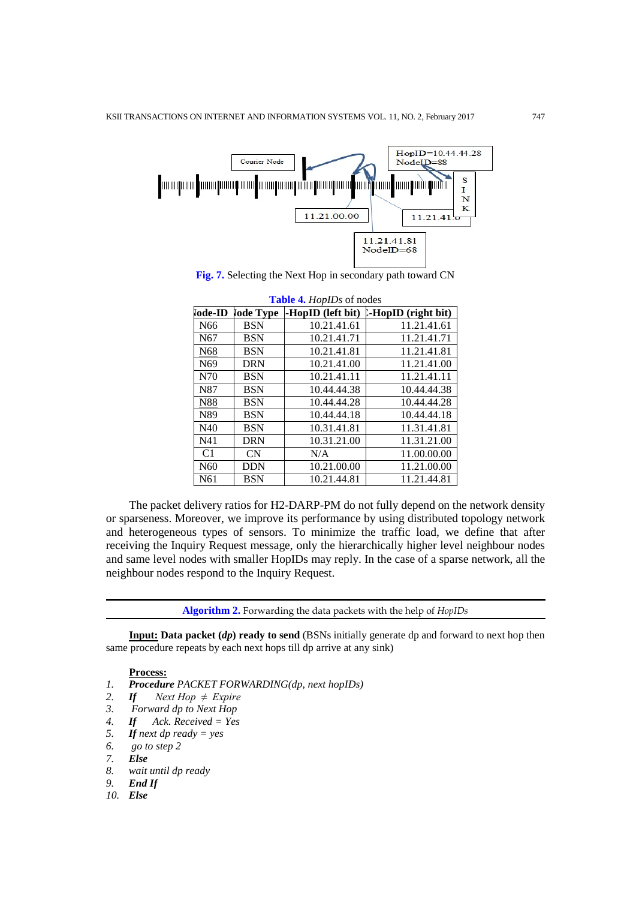Courier Node

HopID=10.44.44.28
NodeID=88

S
I
N
K

11.21.00.00

11.21.41.0

11.21.41.81
NodeID=68

**Fig. 7.** Selecting the Next Hop in secondary path toward CN

**Table 4.** *HopIDs* of nodes

| Node-ID | Node Type | HopID (left bit) | HopID (right bit) |
|---|---|---|---|
| N66 | BSN | 10.21.41.61 | 11.21.41.61 |
| N67 | BSN | 10.21.41.71 | 11.21.41.71 |
| N68 | BSN | 10.21.41.81 | 11.21.41.81 |
| N69 | DRN | 10.21.41.00 | 11.21.41.00 |
| N70 | BSN | 10.21.41.11 | 11.21.41.11 |
| N87 | BSN | 10.44.44.38 | 10.44.44.38 |
| N88 | BSN | 10.44.44.28 | 10.44.44.28 |
| N89 | BSN | 10.44.44.18 | 10.44.44.18 |
| N40 | BSN | 10.31.41.81 | 11.31.41.81 |
| N41 | DRN | 10.31.21.00 | 11.31.21.00 |
| C1 | CN | N/A | 11.00.00.00 |
| N60 | DDN | 10.21.00.00 | 11.21.00.00 |
| N61 | BSN | 10.21.44.81 | 11.21.44.81 |

The packet delivery ratios for H2-DARP-PM do not fully depend on the network density or sparseness. Moreover, we improve its performance by using distributed topology network and heterogeneous types of sensors. To minimize the traffic load, we define that after receiving the Inquiry Request message, only the hierarchically higher level neighbour nodes and same level nodes with smaller HopIDs may reply. In the case of a sparse network, all the neighbour nodes respond to the Inquiry Request.

**Algorithm 2.** Forwarding the data packets with the help of *HopIDs*

**Input: Data packet (*dp*) ready to send** (BSNs initially generate dp and forward to next hop then same procedure repeats by each next hops till dp arrive at any sink)

**Process:**

1. ***Procedure*** *PACKET FORWARDING(dp, next hopIDs)*
2. ***If*** *Next Hop ≠ Expire*
3. *Forward dp to Next Hop*
4. ***If*** *Ack. Received = Yes*
5. ***If*** *next dp ready = yes*
6. *go to step 2*
7. ***Else***
8. *wait until dp ready*
9. ***End If***
10. ***Else***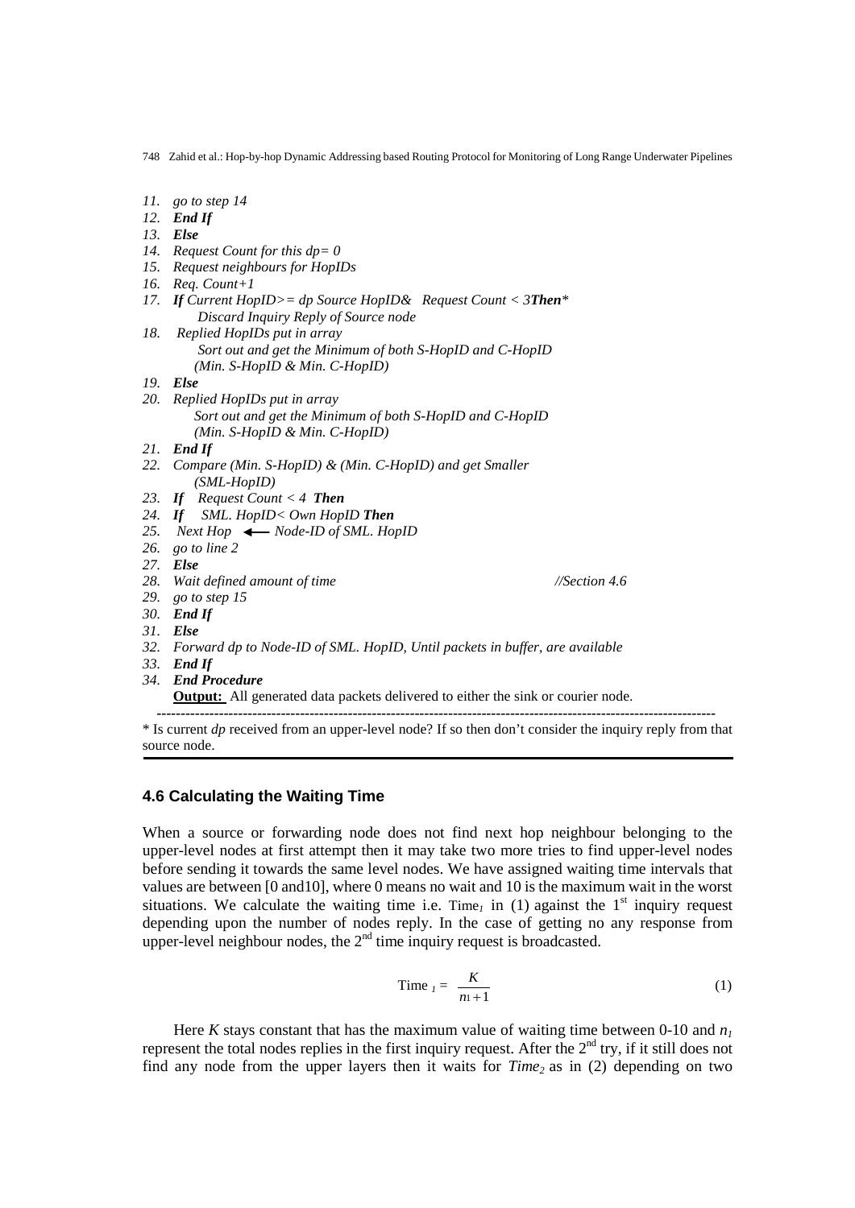11. *go to step 14*
12. ***End If***
13. ***Else***
14. *Request Count for this dp= 0*
15. *Request neighbours for HopIDs*
16. *Req. Count+1*
17. ***If** Current HopID>= dp Source HopID& Request Count < 3**Then**\**
    *Discard Inquiry Reply of Source node*
18. *Replied HopIDs put in array*
    *Sort out and get the Minimum of both S-HopID and C-HopID*
    *(Min. S-HopID & Min. C-HopID)*
19. ***Else***
20. *Replied HopIDs put in array*
    *Sort out and get the Minimum of both S-HopID and C-HopID*
    *(Min. S-HopID & Min. C-HopID)*
21. ***End If***
22. *Compare (Min. S-HopID) & (Min. C-HopID) and get Smaller*
    *(SML-HopID)*
23. ***If** Request Count < 4 **Then***
24. ***If** SML. HopID< Own HopID **Then***
25. *Next Hop ⟵ Node-ID of SML. HopID*
26. *go to line 2*
27. ***Else***
28. *Wait defined amount of time* *//Section 4.6*
29. *go to step 15*
30. ***End If***
31. ***Else***
32. *Forward dp to Node-ID of SML. HopID, Until packets in buffer, are available*
33. ***End If***
34. ***End Procedure***

**Output:** All generated data packets delivered to either the sink or courier node.

---

\* Is current *dp* received from an upper-level node? If so then don't consider the inquiry reply from that source node.

### 4.6 Calculating the Waiting Time

When a source or forwarding node does not find next hop neighbour belonging to the upper-level nodes at first attempt then it may take two more tries to find upper-level nodes before sending it towards the same level nodes. We have assigned waiting time intervals that values are between [0 and10], where 0 means no wait and 10 is the maximum wait in the worst situations. We calculate the waiting time i.e. $Time_1$ in (1) against the 1st inquiry request depending upon the number of nodes reply. In the case of getting no any response from upper-level neighbour nodes, the 2nd time inquiry request is broadcasted.

$$\text{Time}_1 = \frac{K}{n_1 + 1} \tag{1}$$

Here $K$ stays constant that has the maximum value of waiting time between 0-10 and $n_1$ represent the total nodes replies in the first inquiry request. After the 2nd try, if it still does not find any node from the upper layers then it waits for $Time_2$ as in (2) depending on two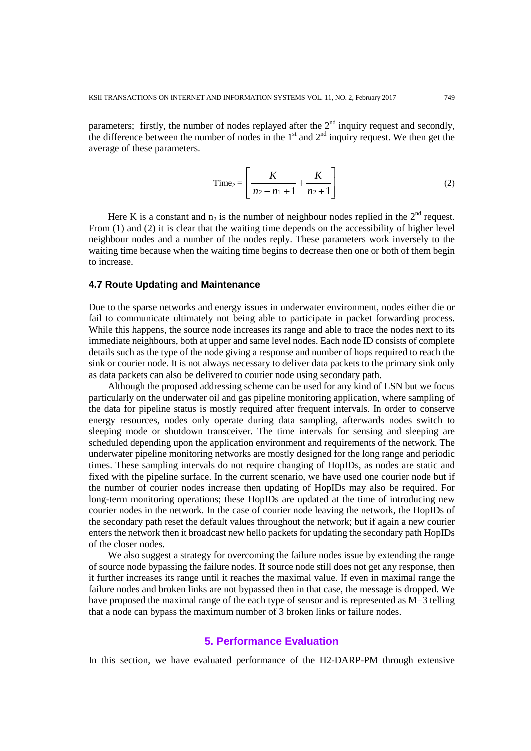parameters; firstly, the number of nodes replayed after the 2nd inquiry request and secondly, the difference between the number of nodes in the 1st and 2nd inquiry request. We then get the average of these parameters.

$$\text{Time}_2 = \left[ \frac{K}{|n_2 - n_1| + 1} + \frac{K}{n_2 + 1} \right] \tag{2}$$

Here K is a constant and $n_2$ is the number of neighbour nodes replied in the 2nd request. From (1) and (2) it is clear that the waiting time depends on the accessibility of higher level neighbour nodes and a number of the nodes reply. These parameters work inversely to the waiting time because when the waiting time begins to decrease then one or both of them begin to increase.

### 4.7 Route Updating and Maintenance

Due to the sparse networks and energy issues in underwater environment, nodes either die or fail to communicate ultimately not being able to participate in packet forwarding process. While this happens, the source node increases its range and able to trace the nodes next to its immediate neighbours, both at upper and same level nodes. Each node ID consists of complete details such as the type of the node giving a response and number of hops required to reach the sink or courier node. It is not always necessary to deliver data packets to the primary sink only as data packets can also be delivered to courier node using secondary path.

Although the proposed addressing scheme can be used for any kind of LSN but we focus particularly on the underwater oil and gas pipeline monitoring application, where sampling of the data for pipeline status is mostly required after frequent intervals. In order to conserve energy resources, nodes only operate during data sampling, afterwards nodes switch to sleeping mode or shutdown transceiver. The time intervals for sensing and sleeping are scheduled depending upon the application environment and requirements of the network. The underwater pipeline monitoring networks are mostly designed for the long range and periodic times. These sampling intervals do not require changing of HopIDs, as nodes are static and fixed with the pipeline surface. In the current scenario, we have used one courier node but if the number of courier nodes increase then updating of HopIDs may also be required. For long-term monitoring operations; these HopIDs are updated at the time of introducing new courier nodes in the network. In the case of courier node leaving the network, the HopIDs of the secondary path reset the default values throughout the network; but if again a new courier enters the network then it broadcast new hello packets for updating the secondary path HopIDs of the closer nodes.

We also suggest a strategy for overcoming the failure nodes issue by extending the range of source node bypassing the failure nodes. If source node still does not get any response, then it further increases its range until it reaches the maximal value. If even in maximal range the failure nodes and broken links are not bypassed then in that case, the message is dropped. We have proposed the maximal range of the each type of sensor and is represented as M=3 telling that a node can bypass the maximum number of 3 broken links or failure nodes.

## 5. Performance Evaluation

In this section, we have evaluated performance of the H2-DARP-PM through extensive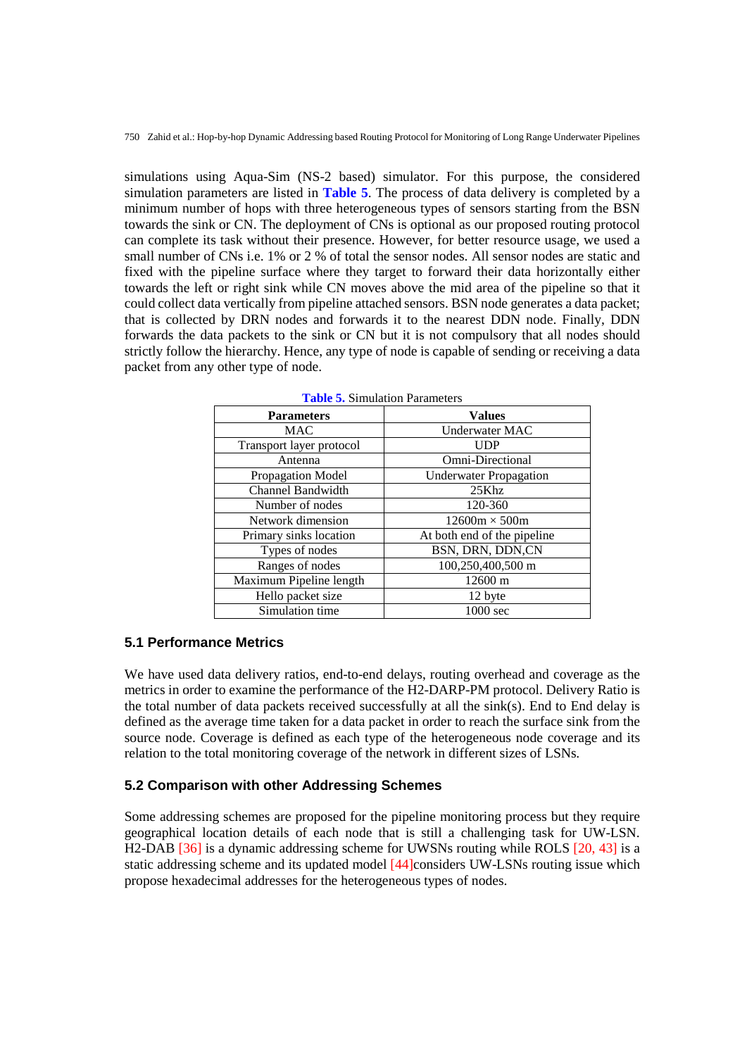simulations using Aqua-Sim (NS-2 based) simulator. For this purpose, the considered simulation parameters are listed in **Table 5**. The process of data delivery is completed by a minimum number of hops with three heterogeneous types of sensors starting from the BSN towards the sink or CN. The deployment of CNs is optional as our proposed routing protocol can complete its task without their presence. However, for better resource usage, we used a small number of CNs i.e. 1% or 2 % of total the sensor nodes. All sensor nodes are static and fixed with the pipeline surface where they target to forward their data horizontally either towards the left or right sink while CN moves above the mid area of the pipeline so that it could collect data vertically from pipeline attached sensors. BSN node generates a data packet; that is collected by DRN nodes and forwards it to the nearest DDN node. Finally, DDN forwards the data packets to the sink or CN but it is not compulsory that all nodes should strictly follow the hierarchy. Hence, any type of node is capable of sending or receiving a data packet from any other type of node.

**Table 5.** Simulation Parameters

| Parameters | Values |
| --- | --- |
| MAC | Underwater MAC |
| Transport layer protocol | UDP |
| Antenna | Omni-Directional |
| Propagation Model | Underwater Propagation |
| Channel Bandwidth | 25Khz |
| Number of nodes | 120-360 |
| Network dimension | 12600m × 500m |
| Primary sinks location | At both end of the pipeline |
| Types of nodes | BSN, DRN, DDN,CN |
| Ranges of nodes | 100,250,400,500 m |
| Maximum Pipeline length | 12600 m |
| Hello packet size | 12 byte |
| Simulation time | 1000 sec |

### 5.1 Performance Metrics

We have used data delivery ratios, end-to-end delays, routing overhead and coverage as the metrics in order to examine the performance of the H2-DARP-PM protocol. Delivery Ratio is the total number of data packets received successfully at all the sink(s). End to End delay is defined as the average time taken for a data packet in order to reach the surface sink from the source node. Coverage is defined as each type of the heterogeneous node coverage and its relation to the total monitoring coverage of the network in different sizes of LSNs.

### 5.2 Comparison with other Addressing Schemes

Some addressing schemes are proposed for the pipeline monitoring process but they require geographical location details of each node that is still a challenging task for UW-LSN. H2-DAB [36] is a dynamic addressing scheme for UWSNs routing while ROLS [20, 43] is a static addressing scheme and its updated model [44]considers UW-LSNs routing issue which propose hexadecimal addresses for the heterogeneous types of nodes.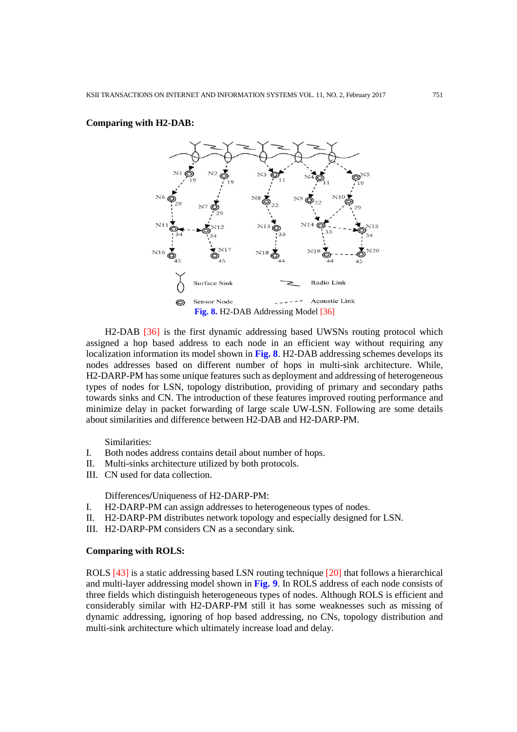**Comparing with H2-DAB:**

Surface Sink

Radio Link

Sensor Node

Acoustic Link

N1 19, N2 19, N3 11, N4 11, N5 19, N6 29, N7 29, N8 22, N9 22, N10 29, N11 34, N12 34, N13 33, N14 33, N15 34, N16 45, N17 45, N18 44, N19 44, N20 45

**Fig. 8.** H2-DAB Addressing Model [36]

H2-DAB [36] is the first dynamic addressing based UWSNs routing protocol which assigned a hop based address to each node in an efficient way without requiring any localization information its model shown in **Fig. 8**. H2-DAB addressing schemes develops its nodes addresses based on different number of hops in multi-sink architecture. While, H2-DARP-PM has some unique features such as deployment and addressing of heterogeneous types of nodes for LSN, topology distribution, providing of primary and secondary paths towards sinks and CN. The introduction of these features improved routing performance and minimize delay in packet forwarding of large scale UW-LSN. Following are some details about similarities and difference between H2-DAB and H2-DARP-PM.

Similarities:

I. Both nodes address contains detail about number of hops.
II. Multi-sinks architecture utilized by both protocols.
III. CN used for data collection.

Differences/Uniqueness of H2-DARP-PM:

I. H2-DARP-PM can assign addresses to heterogeneous types of nodes.
II. H2-DARP-PM distributes network topology and especially designed for LSN.
III. H2-DARP-PM considers CN as a secondary sink.

**Comparing with ROLS:**

ROLS [43] is a static addressing based LSN routing technique [20] that follows a hierarchical and multi-layer addressing model shown in **Fig. 9**. In ROLS address of each node consists of three fields which distinguish heterogeneous types of nodes. Although ROLS is efficient and considerably similar with H2-DARP-PM still it has some weaknesses such as missing of dynamic addressing, ignoring of hop based addressing, no CNs, topology distribution and multi-sink architecture which ultimately increase load and delay.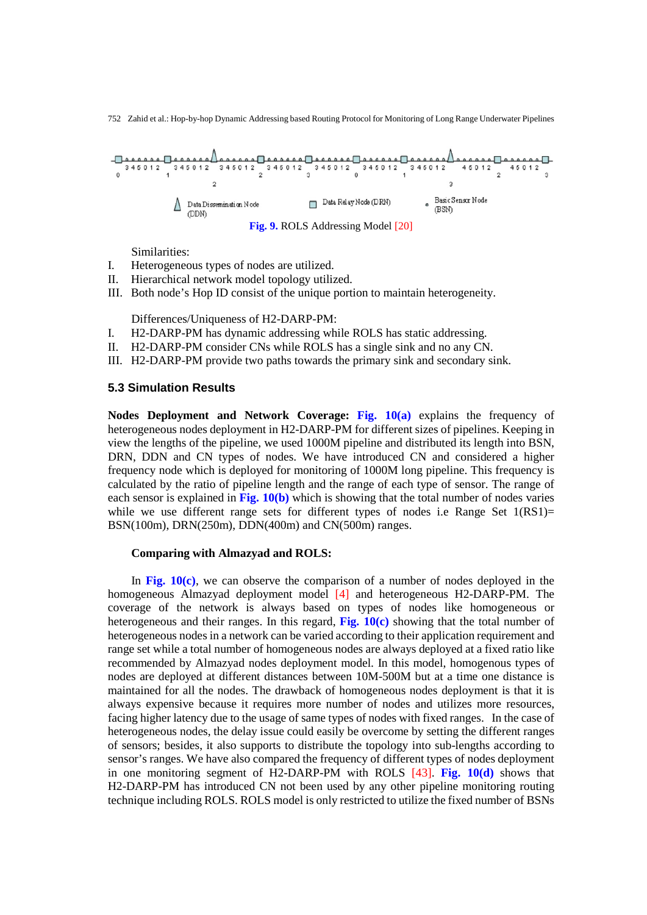345012 345012 345012 345012 345012 345012 345012 45012 45012
0 1 2 2 3 0 1 3 2 3

Data Dissemination Node (DDN)

Data Relay Node (DRN)

Basic Sensor Node (BSN)

**Fig. 9.** ROLS Addressing Model [20]

Similarities:

I. Heterogeneous types of nodes are utilized.
II. Hierarchical network model topology utilized.
III. Both node's Hop ID consist of the unique portion to maintain heterogeneity.

Differences/Uniqueness of H2-DARP-PM:

I. H2-DARP-PM has dynamic addressing while ROLS has static addressing.
II. H2-DARP-PM consider CNs while ROLS has a single sink and no any CN.
III. H2-DARP-PM provide two paths towards the primary sink and secondary sink.

### 5.3 Simulation Results

**Nodes Deployment and Network Coverage:** **Fig. 10(a)** explains the frequency of heterogeneous nodes deployment in H2-DARP-PM for different sizes of pipelines. Keeping in view the lengths of the pipeline, we used 1000M pipeline and distributed its length into BSN, DRN, DDN and CN types of nodes. We have introduced CN and considered a higher frequency node which is deployed for monitoring of 1000M long pipeline. This frequency is calculated by the ratio of pipeline length and the range of each type of sensor. The range of each sensor is explained in **Fig. 10(b)** which is showing that the total number of nodes varies while we use different range sets for different types of nodes i.e Range Set 1(RS1)= BSN(100m), DRN(250m), DDN(400m) and CN(500m) ranges.

**Comparing with Almazyad and ROLS:**

In **Fig. 10(c)**, we can observe the comparison of a number of nodes deployed in the homogeneous Almazyad deployment model [4] and heterogeneous H2-DARP-PM. The coverage of the network is always based on types of nodes like homogeneous or heterogeneous and their ranges. In this regard, **Fig. 10(c)** showing that the total number of heterogeneous nodes in a network can be varied according to their application requirement and range set while a total number of homogeneous nodes are always deployed at a fixed ratio like recommended by Almazyad nodes deployment model. In this model, homogenous types of nodes are deployed at different distances between 10M-500M but at a time one distance is maintained for all the nodes. The drawback of homogeneous nodes deployment is that it is always expensive because it requires more number of nodes and utilizes more resources, facing higher latency due to the usage of same types of nodes with fixed ranges. In the case of heterogeneous nodes, the delay issue could easily be overcome by setting the different ranges of sensors; besides, it also supports to distribute the topology into sub-lengths according to sensor's ranges. We have also compared the frequency of different types of nodes deployment in one monitoring segment of H2-DARP-PM with ROLS [43]. **Fig. 10(d)** shows that H2-DARP-PM has introduced CN not been used by any other pipeline monitoring routing technique including ROLS. ROLS model is only restricted to utilize the fixed number of BSNs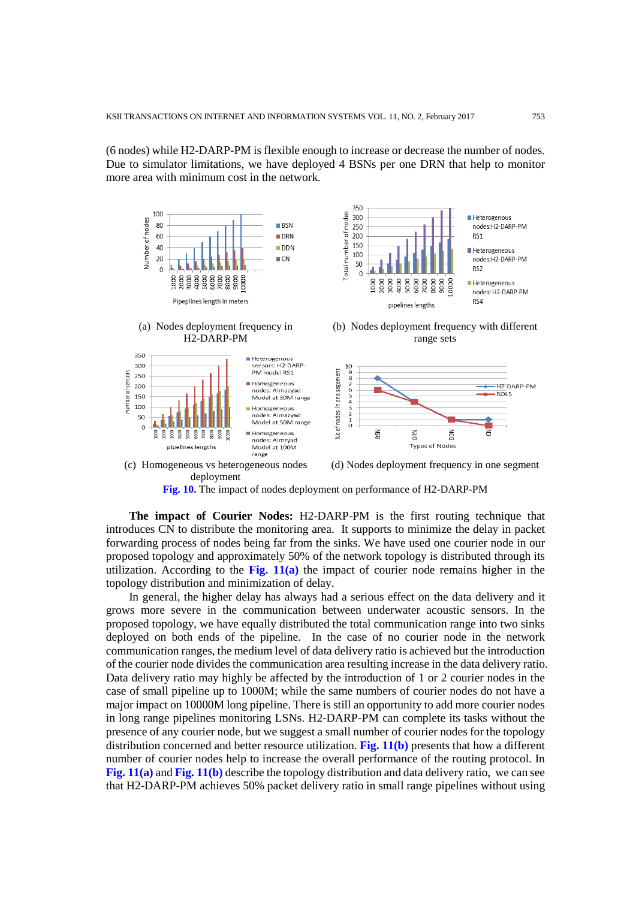(6 nodes) while H2-DARP-PM is flexible enough to increase or decrease the number of nodes. Due to simulator limitations, we have deployed 4 BSNs per one DRN that help to monitor more area with minimum cost in the network.

Number of nodes
100
80
60
40
20
0
1000 2000 3000 4000 5000 6000 7000 8000 9000 10000
Pipeplines length in meters
BSN
DRN
DDN
CN

(a) Nodes deployment frequency in H2-DARP-PM

Total number of nodes
350
300
250
200
150
100
50
0
1000 2000 3000 4000 5000 6000 7000 8000 9000 10000
pipelines lengths
Heterogeneous nodes:H2-DARP-PM RS1
Heterogeneous nodes:H2-DARP-PM RS2
Heterogeneous nodes: H2-DARP-PM RS4

(b) Nodes deployment frequency with different range sets

number of sensors
350
300
250
200
150
100
50
0
1000 2000 3000 4000 5000 6000 7000 8000 9000 10000
pipelines lengths
Heterogeneous sensors: H2-DARP-PM model RS1
Homogeneous nodes: Almazyad Model at 30M range
Homogeneous nodes: Almazyad Model at 50M range
Homogeneous nodes: Almzyad Model at 100M range

(c) Homogeneous vs heterogeneous nodes deployment

No of nodes in one segement
10
9
8
7
6
5
4
3
2
1
0
BSN DRN DDN CN
Types of Nodes
H2-DARP-PM
ROLS

(d) Nodes deployment frequency in one segment

**Fig. 10.** The impact of nodes deployment on performance of H2-DARP-PM

**The impact of Courier Nodes:** H2-DARP-PM is the first routing technique that introduces CN to distribute the monitoring area. It supports to minimize the delay in packet forwarding process of nodes being far from the sinks. We have used one courier node in our proposed topology and approximately 50% of the network topology is distributed through its utilization. According to the **Fig. 11(a)** the impact of courier node remains higher in the topology distribution and minimization of delay.

In general, the higher delay has always had a serious effect on the data delivery and it grows more severe in the communication between underwater acoustic sensors. In the proposed topology, we have equally distributed the total communication range into two sinks deployed on both ends of the pipeline. In the case of no courier node in the network communication ranges, the medium level of data delivery ratio is achieved but the introduction of the courier node divides the communication area resulting increase in the data delivery ratio. Data delivery ratio may highly be affected by the introduction of 1 or 2 courier nodes in the case of small pipeline up to 1000M; while the same numbers of courier nodes do not have a major impact on 10000M long pipeline. There is still an opportunity to add more courier nodes in long range pipelines monitoring LSNs. H2-DARP-PM can complete its tasks without the presence of any courier node, but we suggest a small number of courier nodes for the topology distribution concerned and better resource utilization. **Fig. 11(b)** presents that how a different number of courier nodes help to increase the overall performance of the routing protocol. In **Fig. 11(a)** and **Fig. 11(b)** describe the topology distribution and data delivery ratio, we can see that H2-DARP-PM achieves 50% packet delivery ratio in small range pipelines without using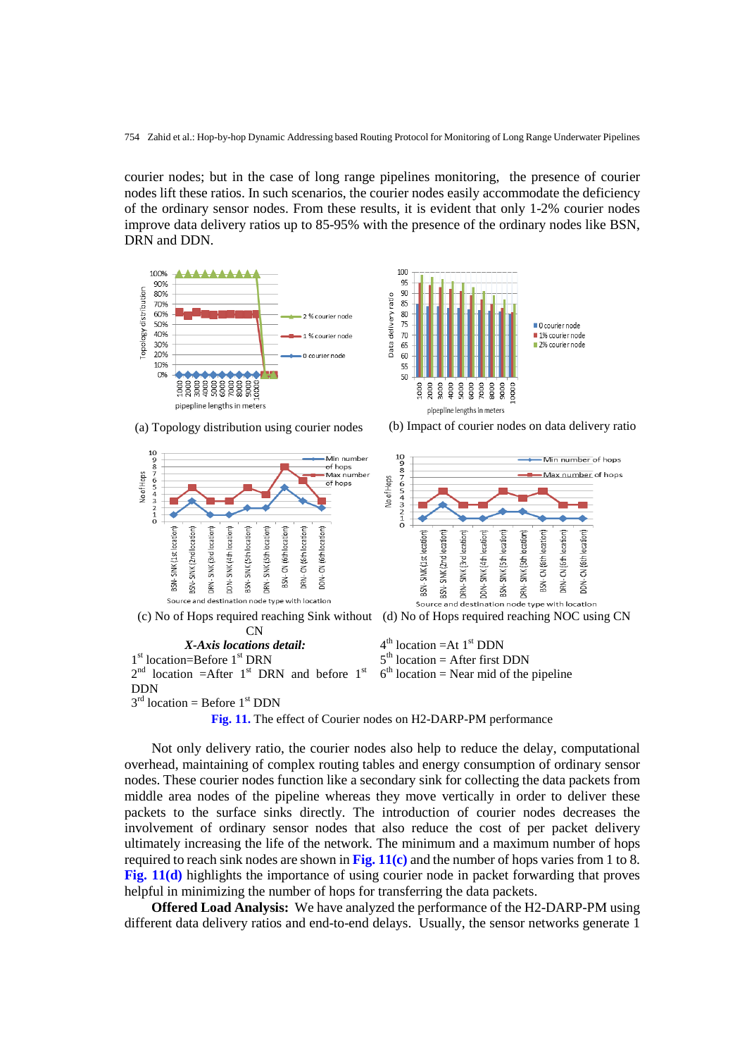courier nodes; but in the case of long range pipelines monitoring, the presence of courier nodes lift these ratios. In such scenarios, the courier nodes easily accommodate the deficiency of the ordinary sensor nodes. From these results, it is evident that only 1-2% courier nodes improve data delivery ratios up to 85-95% with the presence of the ordinary nodes like BSN, DRN and DDN.

Topology distribution
100%
90%
80%
70%
60%
50%
40%
30%
20%
10%
0%
1000 2000 3000 4000 5000 6000 7000 8000 9000 10000
pipepline lengths in meters
2 % courier node
1 % courier node
0 courier node

(a) Topology distribution using courier nodes

Data delivery ratio
100
95
90
85
80
75
70
65
60
55
50
1000 2000 3000 4000 5000 6000 7000 8000 9000 10000
pipepline lengths in meters
0 courier node
1% courier node
2% courier node

(b) Impact of courier nodes on data delivery ratio

No of Hops
10
9
8
7
6
5
4
3
2
1
0
BSN- SINK (1st location)
BSN- SINK (2nd location)
DRN - SINK (3rd location)
DDN- SINK (4th location)
BSN- SINK (5th location)
DRN - SINK (5th location)
BSN- CN (6th location)
DRN - CN (6th location)
DDN - CN (6th location)
Source and destination node type with location
Min number of hops
Max number of hops

(c) No of Hops required reaching Sink without CN

No of Hops
10
9
8
7
6
5
4
3
2
1
0
BSN - SINK (1st location)
BSN- SINK (2nd location)
DRN - SINK (3rd location)
DDN- SINK (4th location)
BSN - SINK (5th location)
DRN - SINK (5th location)
BSN - CN (6th location)
DRN - CN (6th location)
DDN - CN (6th location)
Source and destination node type with location
Min number of hops
Max number of hops

(d) No of Hops required reaching NOC using CN

***X-Axis locations detail:***

1st location=Before 1st DRN
2nd location =After 1st DRN and before 1st DDN
3rd location = Before 1st DDN
4th location =At 1st DDN
5th location = After first DDN
6th location = Near mid of the pipeline

**Fig. 11.** The effect of Courier nodes on H2-DARP-PM performance

Not only delivery ratio, the courier nodes also help to reduce the delay, computational overhead, maintaining of complex routing tables and energy consumption of ordinary sensor nodes. These courier nodes function like a secondary sink for collecting the data packets from middle area nodes of the pipeline whereas they move vertically in order to deliver these packets to the surface sinks directly. The introduction of courier nodes decreases the involvement of ordinary sensor nodes that also reduce the cost of per packet delivery ultimately increasing the life of the network. The minimum and a maximum number of hops required to reach sink nodes are shown in **Fig. 11(c)** and the number of hops varies from 1 to 8. **Fig. 11(d)** highlights the importance of using courier node in packet forwarding that proves helpful in minimizing the number of hops for transferring the data packets.

**Offered Load Analysis:** We have analyzed the performance of the H2-DARP-PM using different data delivery ratios and end-to-end delays. Usually, the sensor networks generate 1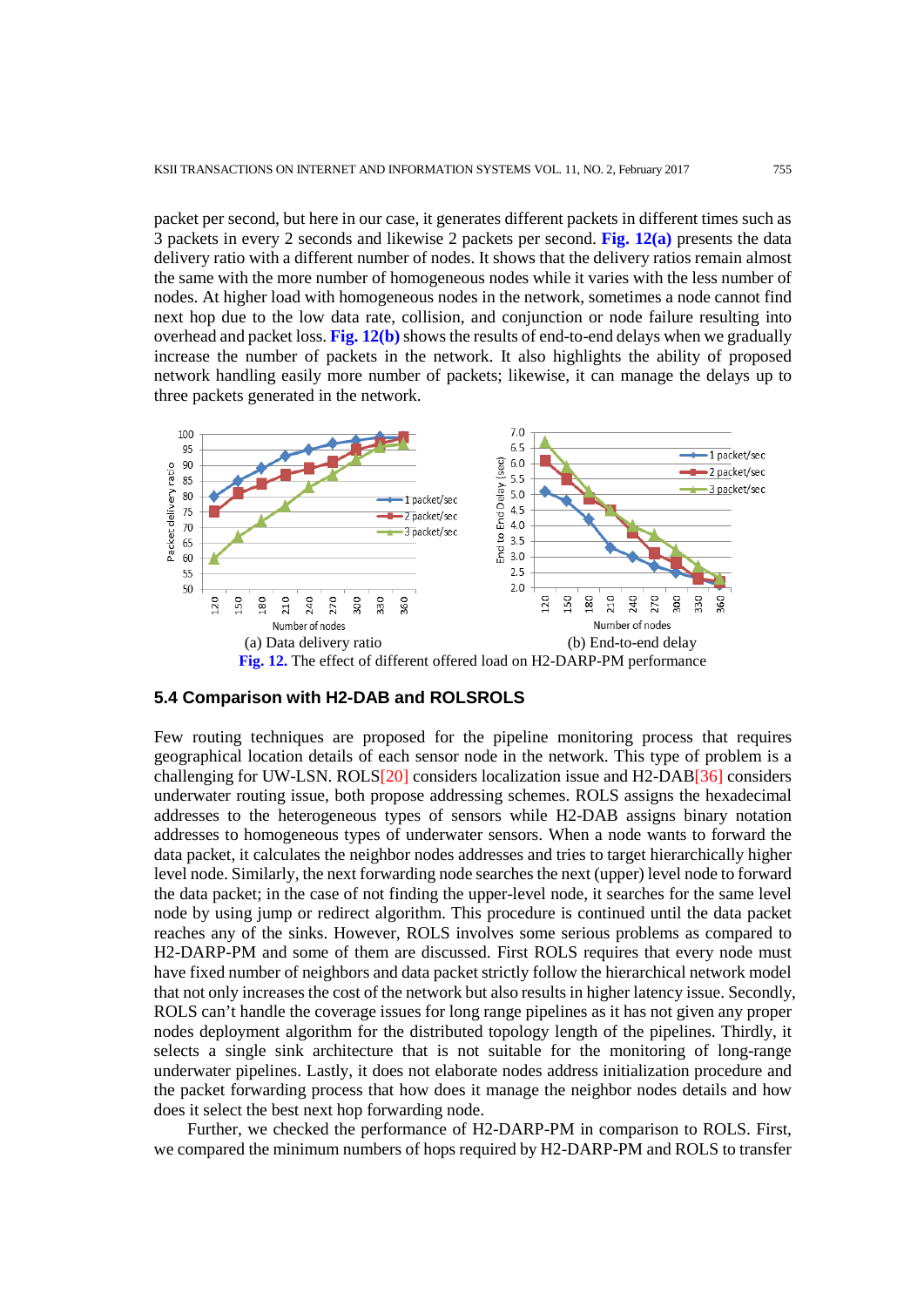packet per second, but here in our case, it generates different packets in different times such as 3 packets in every 2 seconds and likewise 2 packets per second. **Fig. 12(a)** presents the data delivery ratio with a different number of nodes. It shows that the delivery ratios remain almost the same with the more number of homogeneous nodes while it varies with the less number of nodes. At higher load with homogeneous nodes in the network, sometimes a node cannot find next hop due to the low data rate, collision, and conjunction or node failure resulting into overhead and packet loss. **Fig. 12(b)** shows the results of end-to-end delays when we gradually increase the number of packets in the network. It also highlights the ability of proposed network handling easily more number of packets; likewise, it can manage the delays up to three packets generated in the network.

Packet delivery ratio
100
95
90
85
80
75
70
65
60
55
50
120 150 180 210 240 270 300 330 360
Number of nodes
1 packet/sec
2 packet/sec
3 packet/sec

(a) Data delivery ratio

End to End Delay (sec)
7.0
6.5
6.0
5.5
5.0
4.5
4.0
3.5
3.0
2.5
2.0
120 150 180 210 240 270 300 330 360
Number of nodes
1 packet/sec
2 packet/sec
3 packet/sec

(b) End-to-end delay

**Fig. 12.** The effect of different offered load on H2-DARP-PM performance

### 5.4 Comparison with H2-DAB and ROLSROLS

Few routing techniques are proposed for the pipeline monitoring process that requires geographical location details of each sensor node in the network. This type of problem is a challenging for UW-LSN. ROLS[20] considers localization issue and H2-DAB[36] considers underwater routing issue, both propose addressing schemes. ROLS assigns the hexadecimal addresses to the heterogeneous types of sensors while H2-DAB assigns binary notation addresses to homogeneous types of underwater sensors. When a node wants to forward the data packet, it calculates the neighbor nodes addresses and tries to target hierarchically higher level node. Similarly, the next forwarding node searches the next (upper) level node to forward the data packet; in the case of not finding the upper-level node, it searches for the same level node by using jump or redirect algorithm. This procedure is continued until the data packet reaches any of the sinks. However, ROLS involves some serious problems as compared to H2-DARP-PM and some of them are discussed. First ROLS requires that every node must have fixed number of neighbors and data packet strictly follow the hierarchical network model that not only increases the cost of the network but also results in higher latency issue. Secondly, ROLS can't handle the coverage issues for long range pipelines as it has not given any proper nodes deployment algorithm for the distributed topology length of the pipelines. Thirdly, it selects a single sink architecture that is not suitable for the monitoring of long-range underwater pipelines. Lastly, it does not elaborate nodes address initialization procedure and the packet forwarding process that how does it manage the neighbor nodes details and how does it select the best next hop forwarding node.

Further, we checked the performance of H2-DARP-PM in comparison to ROLS. First, we compared the minimum numbers of hops required by H2-DARP-PM and ROLS to transfer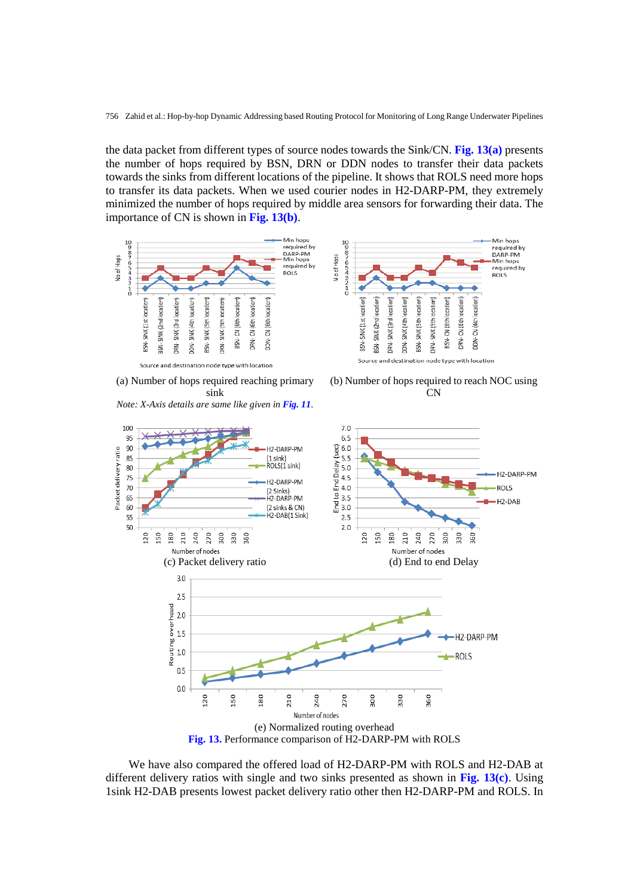the data packet from different types of source nodes towards the Sink/CN. **Fig. 13(a)** presents the number of hops required by BSN, DRN or DDN nodes to transfer their data packets towards the sinks from different locations of the pipeline. It shows that ROLS need more hops to transfer its data packets. When we used courier nodes in H2-DARP-PM, they extremely minimized the number of hops required by middle area sensors for forwarding their data. The importance of CN is shown in **Fig. 13(b)**.

No of Hops
10
9
8
7
6
5
4
3
2
1
0
Min hops required by DARP-PM
Min hops required by ROLS
BSN- SINK (1st location)
BSN- SINK (2nd location)
DRN- SINK (3rd location)
DDN- SINK (4th location)
BSN- SINK (5th location)
DRN- SINK (5th location)
BSN- CN (6th location)
DRN- CN (6th location)
DDN- CN (6th location)
Source and destination node type with location

(a) Number of hops required reaching primary sink

No of Hops
10
9
8
7
6
5
4
3
2
1
0
Min hops required by DARP-PM
Min hops required by ROLS
BSN- SINK (1st location)
BSN- SINK (2nd location)
DRN- SINK (3rd location)
DDN- SINK (4th location)
BSN- SINK (5th location)
DRN- SINK (5th location)
BSN- CN (6th location)
DRN- CN (6th location)
DDN- CN (6th location)
Source and destination node type with location

(b) Number of hops required to reach NOC using CN

*Note: X-Axis details are same like given in* ***Fig. 11****.*

Packet delivery ratio
100
95
90
85
80
75
70
65
60
55
50
120
150
180
210
240
270
300
330
360
Number of nodes
H2-DARP-PM (1 sink)
ROLS(1 sink)
H2-DARP-PM (2 Sinks)
H2-DARP-PM (2 sinks & CN)
H2-DAB(1 Sink)

(c) Packet delivery ratio

End to End Delay (sec)
7.0
6.5
6.0
5.5
5.0
4.5
4.0
3.5
3.0
2.5
2.0
120
150
180
210
240
270
300
330
360
Number of nodes
H2-DARP-PM
ROLS
H2-DAB

(d) End to end Delay

Routing overhead
3.0
2.5
2.0
1.5
1.0
0.5
0.0
120
150
180
210
240
270
300
330
360
Number of nodes
H2-DARP-PM
ROLS

(e) Normalized routing overhead

**Fig. 13.** Performance comparison of H2-DARP-PM with ROLS

We have also compared the offered load of H2-DARP-PM with ROLS and H2-DAB at different delivery ratios with single and two sinks presented as shown in **Fig. 13(c)**. Using 1sink H2-DAB presents lowest packet delivery ratio other then H2-DARP-PM and ROLS. In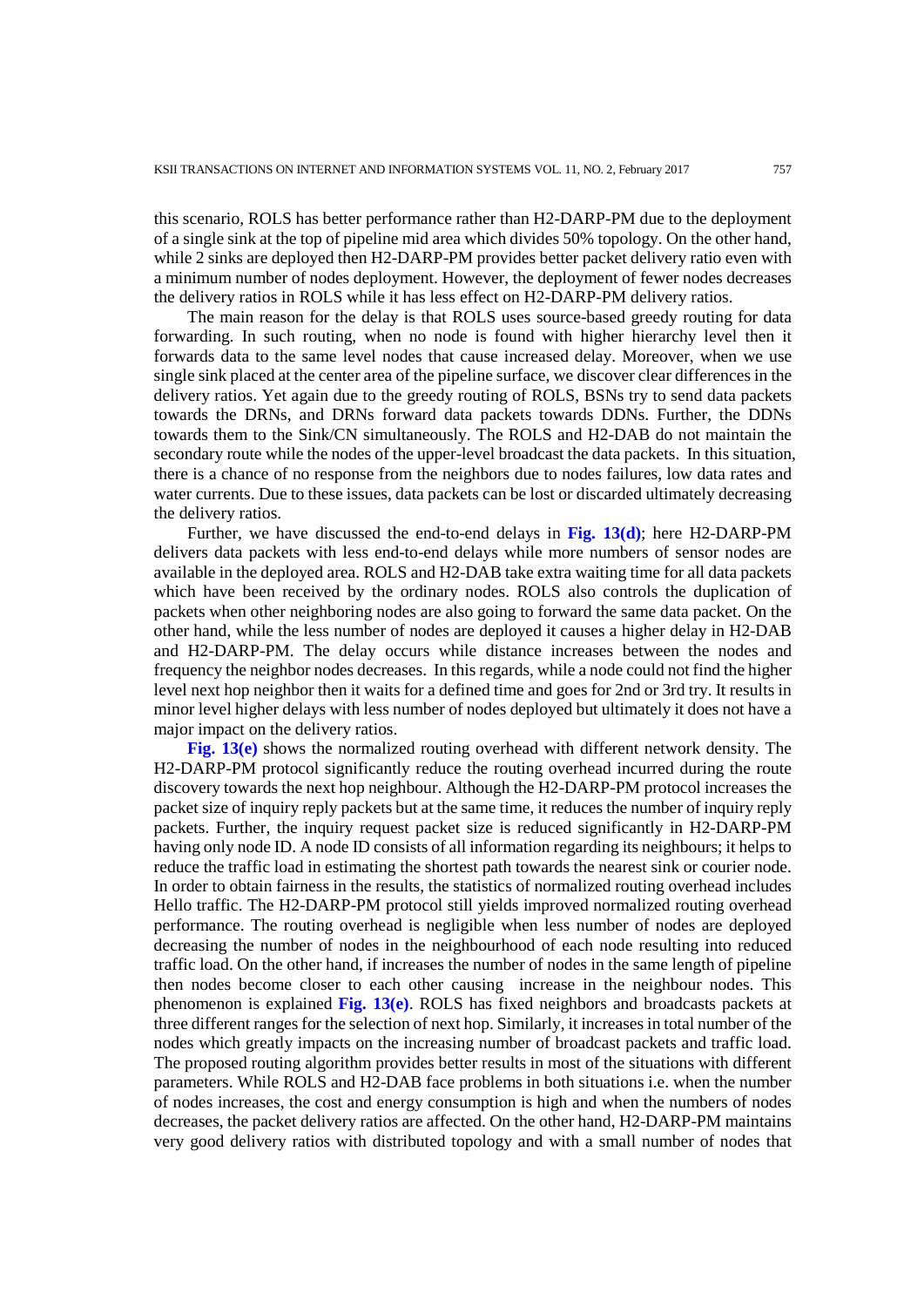this scenario, ROLS has better performance rather than H2-DARP-PM due to the deployment of a single sink at the top of pipeline mid area which divides 50% topology. On the other hand, while 2 sinks are deployed then H2-DARP-PM provides better packet delivery ratio even with a minimum number of nodes deployment. However, the deployment of fewer nodes decreases the delivery ratios in ROLS while it has less effect on H2-DARP-PM delivery ratios.

The main reason for the delay is that ROLS uses source-based greedy routing for data forwarding. In such routing, when no node is found with higher hierarchy level then it forwards data to the same level nodes that cause increased delay. Moreover, when we use single sink placed at the center area of the pipeline surface, we discover clear differences in the delivery ratios. Yet again due to the greedy routing of ROLS, BSNs try to send data packets towards the DRNs, and DRNs forward data packets towards DDNs. Further, the DDNs towards them to the Sink/CN simultaneously. The ROLS and H2-DAB do not maintain the secondary route while the nodes of the upper-level broadcast the data packets. In this situation, there is a chance of no response from the neighbors due to nodes failures, low data rates and water currents. Due to these issues, data packets can be lost or discarded ultimately decreasing the delivery ratios.

Further, we have discussed the end-to-end delays in **Fig. 13(d)**; here H2-DARP-PM delivers data packets with less end-to-end delays while more numbers of sensor nodes are available in the deployed area. ROLS and H2-DAB take extra waiting time for all data packets which have been received by the ordinary nodes. ROLS also controls the duplication of packets when other neighboring nodes are also going to forward the same data packet. On the other hand, while the less number of nodes are deployed it causes a higher delay in H2-DAB and H2-DARP-PM. The delay occurs while distance increases between the nodes and frequency the neighbor nodes decreases. In this regards, while a node could not find the higher level next hop neighbor then it waits for a defined time and goes for 2nd or 3rd try. It results in minor level higher delays with less number of nodes deployed but ultimately it does not have a major impact on the delivery ratios.

**Fig. 13(e)** shows the normalized routing overhead with different network density. The H2-DARP-PM protocol significantly reduce the routing overhead incurred during the route discovery towards the next hop neighbour. Although the H2-DARP-PM protocol increases the packet size of inquiry reply packets but at the same time, it reduces the number of inquiry reply packets. Further, the inquiry request packet size is reduced significantly in H2-DARP-PM having only node ID. A node ID consists of all information regarding its neighbours; it helps to reduce the traffic load in estimating the shortest path towards the nearest sink or courier node. In order to obtain fairness in the results, the statistics of normalized routing overhead includes Hello traffic. The H2-DARP-PM protocol still yields improved normalized routing overhead performance. The routing overhead is negligible when less number of nodes are deployed decreasing the number of nodes in the neighbourhood of each node resulting into reduced traffic load. On the other hand, if increases the number of nodes in the same length of pipeline then nodes become closer to each other causing increase in the neighbour nodes. This phenomenon is explained **Fig. 13(e)**. ROLS has fixed neighbors and broadcasts packets at three different ranges for the selection of next hop. Similarly, it increases in total number of the nodes which greatly impacts on the increasing number of broadcast packets and traffic load. The proposed routing algorithm provides better results in most of the situations with different parameters. While ROLS and H2-DAB face problems in both situations i.e. when the number of nodes increases, the cost and energy consumption is high and when the numbers of nodes decreases, the packet delivery ratios are affected. On the other hand, H2-DARP-PM maintains very good delivery ratios with distributed topology and with a small number of nodes that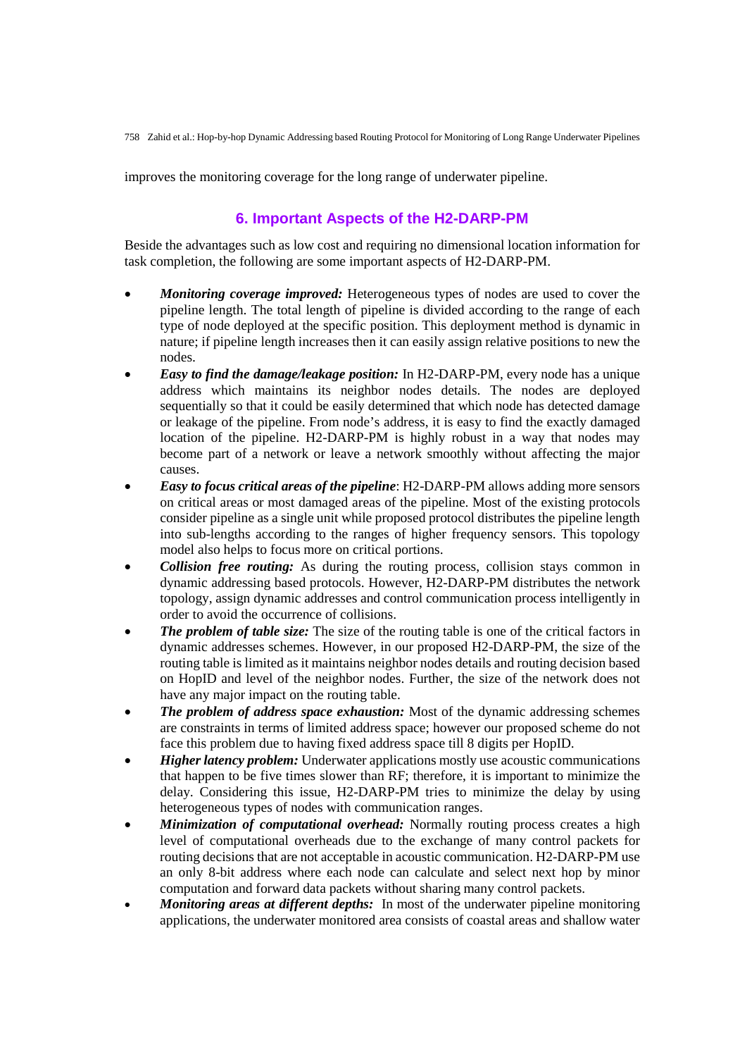improves the monitoring coverage for the long range of underwater pipeline.

## 6. Important Aspects of the H2-DARP-PM

Beside the advantages such as low cost and requiring no dimensional location information for task completion, the following are some important aspects of H2-DARP-PM.

- ***Monitoring coverage improved:*** Heterogeneous types of nodes are used to cover the pipeline length. The total length of pipeline is divided according to the range of each type of node deployed at the specific position. This deployment method is dynamic in nature; if pipeline length increases then it can easily assign relative positions to new the nodes.
- ***Easy to find the damage/leakage position:*** In H2-DARP-PM, every node has a unique address which maintains its neighbor nodes details. The nodes are deployed sequentially so that it could be easily determined that which node has detected damage or leakage of the pipeline. From node's address, it is easy to find the exactly damaged location of the pipeline. H2-DARP-PM is highly robust in a way that nodes may become part of a network or leave a network smoothly without affecting the major causes.
- ***Easy to focus critical areas of the pipeline***: H2-DARP-PM allows adding more sensors on critical areas or most damaged areas of the pipeline. Most of the existing protocols consider pipeline as a single unit while proposed protocol distributes the pipeline length into sub-lengths according to the ranges of higher frequency sensors. This topology model also helps to focus more on critical portions.
- ***Collision free routing:*** As during the routing process, collision stays common in dynamic addressing based protocols. However, H2-DARP-PM distributes the network topology, assign dynamic addresses and control communication process intelligently in order to avoid the occurrence of collisions.
- ***The problem of table size:*** The size of the routing table is one of the critical factors in dynamic addresses schemes. However, in our proposed H2-DARP-PM, the size of the routing table is limited as it maintains neighbor nodes details and routing decision based on HopID and level of the neighbor nodes. Further, the size of the network does not have any major impact on the routing table.
- ***The problem of address space exhaustion:*** Most of the dynamic addressing schemes are constraints in terms of limited address space; however our proposed scheme do not face this problem due to having fixed address space till 8 digits per HopID.
- ***Higher latency problem:*** Underwater applications mostly use acoustic communications that happen to be five times slower than RF; therefore, it is important to minimize the delay. Considering this issue, H2-DARP-PM tries to minimize the delay by using heterogeneous types of nodes with communication ranges.
- ***Minimization of computational overhead:*** Normally routing process creates a high level of computational overheads due to the exchange of many control packets for routing decisions that are not acceptable in acoustic communication. H2-DARP-PM use an only 8-bit address where each node can calculate and select next hop by minor computation and forward data packets without sharing many control packets.
- ***Monitoring areas at different depths:*** In most of the underwater pipeline monitoring applications, the underwater monitored area consists of coastal areas and shallow water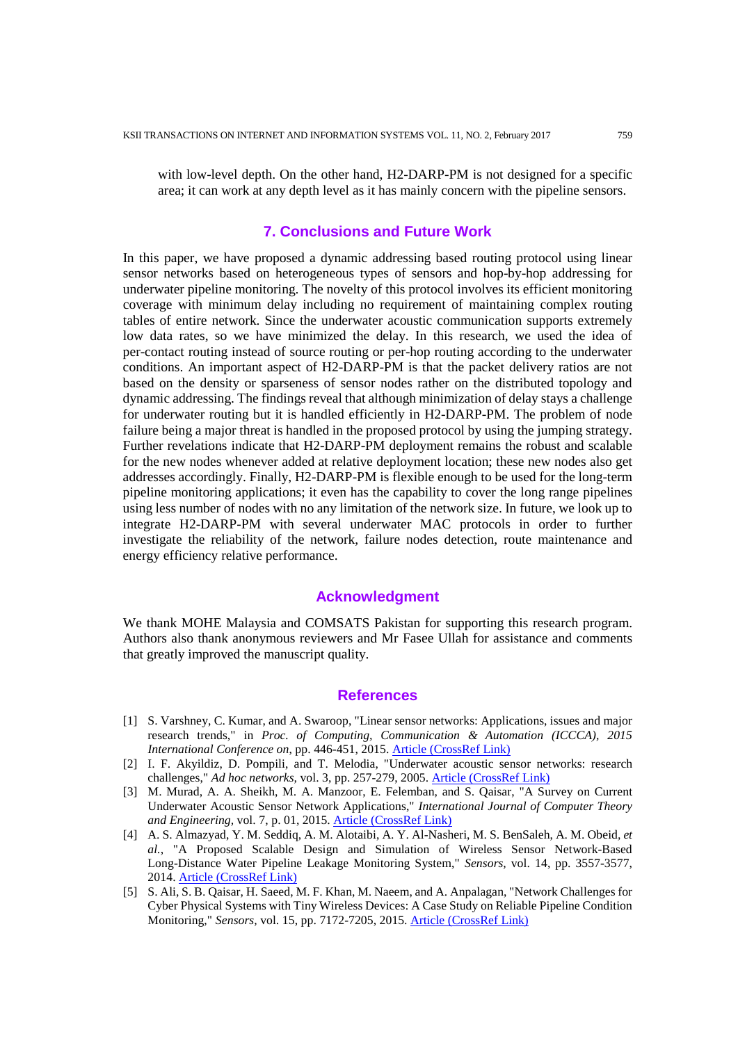with low-level depth. On the other hand, H2-DARP-PM is not designed for a specific area; it can work at any depth level as it has mainly concern with the pipeline sensors.

## 7. Conclusions and Future Work

In this paper, we have proposed a dynamic addressing based routing protocol using linear sensor networks based on heterogeneous types of sensors and hop-by-hop addressing for underwater pipeline monitoring. The novelty of this protocol involves its efficient monitoring coverage with minimum delay including no requirement of maintaining complex routing tables of entire network. Since the underwater acoustic communication supports extremely low data rates, so we have minimized the delay. In this research, we used the idea of per-contact routing instead of source routing or per-hop routing according to the underwater conditions. An important aspect of H2-DARP-PM is that the packet delivery ratios are not based on the density or sparseness of sensor nodes rather on the distributed topology and dynamic addressing. The findings reveal that although minimization of delay stays a challenge for underwater routing but it is handled efficiently in H2-DARP-PM. The problem of node failure being a major threat is handled in the proposed protocol by using the jumping strategy. Further revelations indicate that H2-DARP-PM deployment remains the robust and scalable for the new nodes whenever added at relative deployment location; these new nodes also get addresses accordingly. Finally, H2-DARP-PM is flexible enough to be used for the long-term pipeline monitoring applications; it even has the capability to cover the long range pipelines using less number of nodes with no any limitation of the network size. In future, we look up to integrate H2-DARP-PM with several underwater MAC protocols in order to further investigate the reliability of the network, failure nodes detection, route maintenance and energy efficiency relative performance.

## Acknowledgment

We thank MOHE Malaysia and COMSATS Pakistan for supporting this research program. Authors also thank anonymous reviewers and Mr Fasee Ullah for assistance and comments that greatly improved the manuscript quality.

## References

[1] S. Varshney, C. Kumar, and A. Swaroop, "Linear sensor networks: Applications, issues and major research trends," in *Proc. of Computing, Communication & Automation (ICCCA), 2015 International Conference on*, pp. 446-451, 2015. Article (CrossRef Link)

[2] I. F. Akyildiz, D. Pompili, and T. Melodia, "Underwater acoustic sensor networks: research challenges," *Ad hoc networks*, vol. 3, pp. 257-279, 2005. Article (CrossRef Link)

[3] M. Murad, A. A. Sheikh, M. A. Manzoor, E. Felemban, and S. Qaisar, "A Survey on Current Underwater Acoustic Sensor Network Applications," *International Journal of Computer Theory and Engineering*, vol. 7, p. 01, 2015. Article (CrossRef Link)

[4] A. S. Almazyad, Y. M. Seddiq, A. M. Alotaibi, A. Y. Al-Nasheri, M. S. BenSaleh, A. M. Obeid, *et al.*, "A Proposed Scalable Design and Simulation of Wireless Sensor Network-Based Long-Distance Water Pipeline Leakage Monitoring System," *Sensors*, vol. 14, pp. 3557-3577, 2014. Article (CrossRef Link)

[5] S. Ali, S. B. Qaisar, H. Saeed, M. F. Khan, M. Naeem, and A. Anpalagan, "Network Challenges for Cyber Physical Systems with Tiny Wireless Devices: A Case Study on Reliable Pipeline Condition Monitoring," *Sensors*, vol. 15, pp. 7172-7205, 2015. Article (CrossRef Link)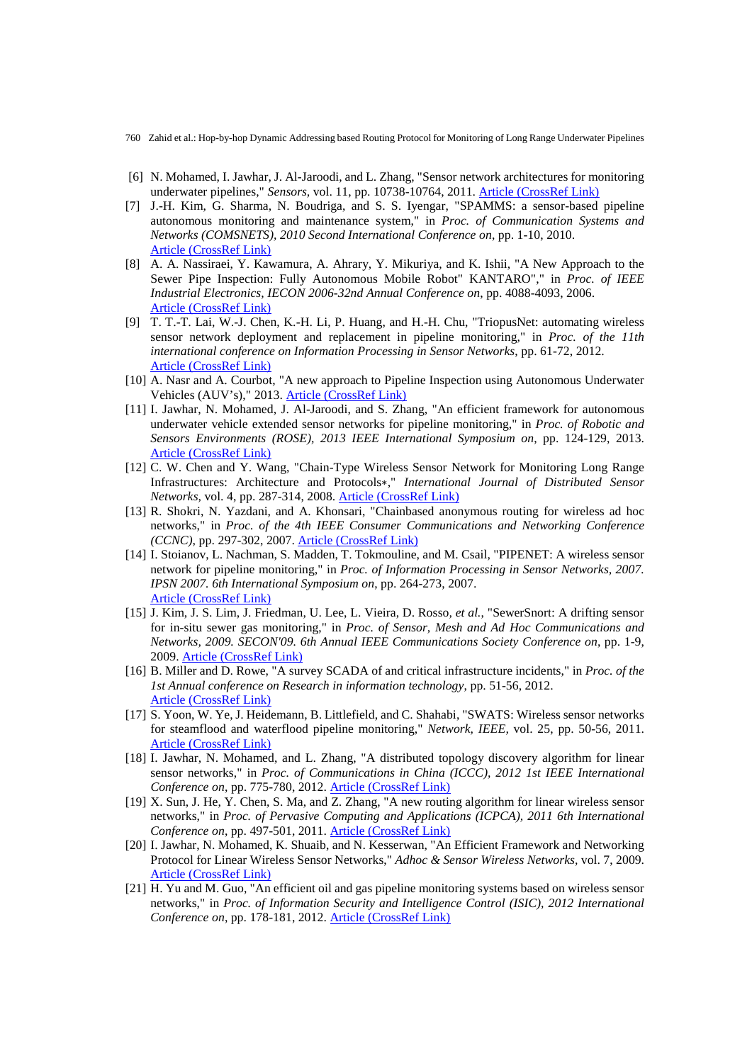[6] N. Mohamed, I. Jawhar, J. Al-Jaroodi, and L. Zhang, "Sensor network architectures for monitoring underwater pipelines," *Sensors*, vol. 11, pp. 10738-10764, 2011. Article (CrossRef Link)

[7] J.-H. Kim, G. Sharma, N. Boudriga, and S. S. Iyengar, "SPAMMS: a sensor-based pipeline autonomous monitoring and maintenance system," in *Proc. of Communication Systems and Networks (COMSNETS), 2010 Second International Conference on*, pp. 1-10, 2010. Article (CrossRef Link)

[8] A. A. Nassiraei, Y. Kawamura, A. Ahrary, Y. Mikuriya, and K. Ishii, "A New Approach to the Sewer Pipe Inspection: Fully Autonomous Mobile Robot" KANTARO"," in *Proc. of IEEE Industrial Electronics, IECON 2006-32nd Annual Conference on*, pp. 4088-4093, 2006. Article (CrossRef Link)

[9] T. T.-T. Lai, W.-J. Chen, K.-H. Li, P. Huang, and H.-H. Chu, "TriopusNet: automating wireless sensor network deployment and replacement in pipeline monitoring," in *Proc. of the 11th international conference on Information Processing in Sensor Networks*, pp. 61-72, 2012. Article (CrossRef Link)

[10] A. Nasr and A. Courbot, "A new approach to Pipeline Inspection using Autonomous Underwater Vehicles (AUV's)," 2013. Article (CrossRef Link)

[11] I. Jawhar, N. Mohamed, J. Al-Jaroodi, and S. Zhang, "An efficient framework for autonomous underwater vehicle extended sensor networks for pipeline monitoring," in *Proc. of Robotic and Sensors Environments (ROSE), 2013 IEEE International Symposium on*, pp. 124-129, 2013. Article (CrossRef Link)

[12] C. W. Chen and Y. Wang, "Chain-Type Wireless Sensor Network for Monitoring Long Range Infrastructures: Architecture and Protocols∗," *International Journal of Distributed Sensor Networks*, vol. 4, pp. 287-314, 2008. Article (CrossRef Link)

[13] R. Shokri, N. Yazdani, and A. Khonsari, "Chainbased anonymous routing for wireless ad hoc networks," in *Proc. of the 4th IEEE Consumer Communications and Networking Conference (CCNC)*, pp. 297-302, 2007. Article (CrossRef Link)

[14] I. Stoianov, L. Nachman, S. Madden, T. Tokmouline, and M. Csail, "PIPENET: A wireless sensor network for pipeline monitoring," in *Proc. of Information Processing in Sensor Networks, 2007. IPSN 2007. 6th International Symposium on*, pp. 264-273, 2007. Article (CrossRef Link)

[15] J. Kim, J. S. Lim, J. Friedman, U. Lee, L. Vieira, D. Rosso, *et al.*, "SewerSnort: A drifting sensor for in-situ sewer gas monitoring," in *Proc. of Sensor, Mesh and Ad Hoc Communications and Networks, 2009. SECON'09. 6th Annual IEEE Communications Society Conference on*, pp. 1-9, 2009. Article (CrossRef Link)

[16] B. Miller and D. Rowe, "A survey SCADA of and critical infrastructure incidents," in *Proc. of the 1st Annual conference on Research in information technology*, pp. 51-56, 2012. Article (CrossRef Link)

[17] S. Yoon, W. Ye, J. Heidemann, B. Littlefield, and C. Shahabi, "SWATS: Wireless sensor networks for steamflood and waterflood pipeline monitoring," *Network, IEEE*, vol. 25, pp. 50-56, 2011. Article (CrossRef Link)

[18] I. Jawhar, N. Mohamed, and L. Zhang, "A distributed topology discovery algorithm for linear sensor networks," in *Proc. of Communications in China (ICCC), 2012 1st IEEE International Conference on*, pp. 775-780, 2012. Article (CrossRef Link)

[19] X. Sun, J. He, Y. Chen, S. Ma, and Z. Zhang, "A new routing algorithm for linear wireless sensor networks," in *Proc. of Pervasive Computing and Applications (ICPCA), 2011 6th International Conference on*, pp. 497-501, 2011. Article (CrossRef Link)

[20] I. Jawhar, N. Mohamed, K. Shuaib, and N. Kesserwan, "An Efficient Framework and Networking Protocol for Linear Wireless Sensor Networks," *Adhoc & Sensor Wireless Networks*, vol. 7, 2009. Article (CrossRef Link)

[21] H. Yu and M. Guo, "An efficient oil and gas pipeline monitoring systems based on wireless sensor networks," in *Proc. of Information Security and Intelligence Control (ISIC), 2012 International Conference on*, pp. 178-181, 2012. Article (CrossRef Link)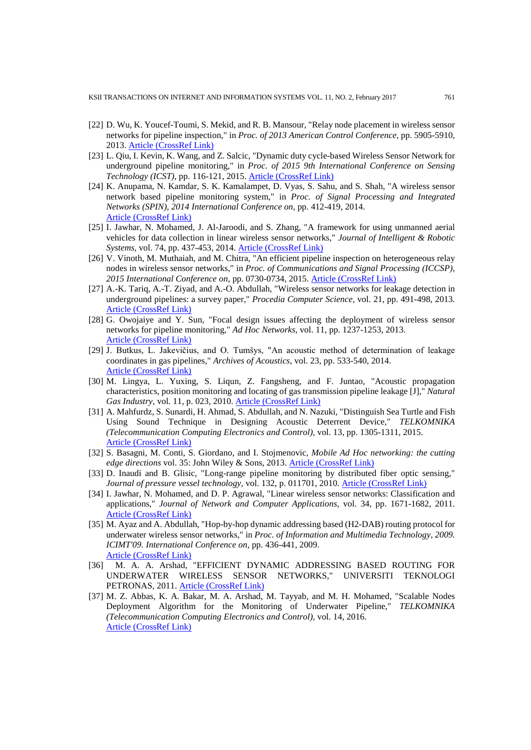[22] D. Wu, K. Youcef-Toumi, S. Mekid, and R. B. Mansour, "Relay node placement in wireless sensor networks for pipeline inspection," in *Proc. of 2013 American Control Conference*, pp. 5905-5910, 2013. Article (CrossRef Link)

[23] L. Qiu, I. Kevin, K. Wang, and Z. Salcic, "Dynamic duty cycle-based Wireless Sensor Network for underground pipeline monitoring," in *Proc. of 2015 9th International Conference on Sensing Technology (ICST)*, pp. 116-121, 2015. Article (CrossRef Link)

[24] K. Anupama, N. Kamdar, S. K. Kamalampet, D. Vyas, S. Sahu, and S. Shah, "A wireless sensor network based pipeline monitoring system," in *Proc. of Signal Processing and Integrated Networks (SPIN), 2014 International Conference on*, pp. 412-419, 2014. Article (CrossRef Link)

[25] I. Jawhar, N. Mohamed, J. Al-Jaroodi, and S. Zhang, "A framework for using unmanned aerial vehicles for data collection in linear wireless sensor networks," *Journal of Intelligent & Robotic Systems*, vol. 74, pp. 437-453, 2014. Article (CrossRef Link)

[26] V. Vinoth, M. Muthaiah, and M. Chitra, "An efficient pipeline inspection on heterogeneous relay nodes in wireless sensor networks," in *Proc. of Communications and Signal Processing (ICCSP), 2015 International Conference on*, pp. 0730-0734, 2015. Article (CrossRef Link)

[27] A.-K. Tariq, A.-T. Ziyad, and A.-O. Abdullah, "Wireless sensor networks for leakage detection in underground pipelines: a survey paper," *Procedia Computer Science*, vol. 21, pp. 491-498, 2013. Article (CrossRef Link)

[28] G. Owojaiye and Y. Sun, "Focal design issues affecting the deployment of wireless sensor networks for pipeline monitoring," *Ad Hoc Networks*, vol. 11, pp. 1237-1253, 2013. Article (CrossRef Link)

[29] J. Butkus, L. Jakevičius, and O. Tumšys, "An acoustic method of determination of leakage coordinates in gas pipelines," *Archives of Acoustics*, vol. 23, pp. 533-540, 2014. Article (CrossRef Link)

[30] M. Lingya, L. Yuxing, S. Liqun, Z. Fangsheng, and F. Juntao, "Acoustic propagation characteristics, position monitoring and locating of gas transmission pipeline leakage [J]," *Natural Gas Industry*, vol. 11, p. 023, 2010. Article (CrossRef Link)

[31] A. Mahfurdz, S. Sunardi, H. Ahmad, S. Abdullah, and N. Nazuki, "Distinguish Sea Turtle and Fish Using Sound Technique in Designing Acoustic Deterrent Device," *TELKOMNIKA (Telecommunication Computing Electronics and Control)*, vol. 13, pp. 1305-1311, 2015. Article (CrossRef Link)

[32] S. Basagni, M. Conti, S. Giordano, and I. Stojmenovic, *Mobile Ad Hoc networking: the cutting edge directions* vol. 35: John Wiley & Sons, 2013. Article (CrossRef Link)

[33] D. Inaudi and B. Glisic, "Long-range pipeline monitoring by distributed fiber optic sensing," *Journal of pressure vessel technology*, vol. 132, p. 011701, 2010. Article (CrossRef Link)

[34] I. Jawhar, N. Mohamed, and D. P. Agrawal, "Linear wireless sensor networks: Classification and applications," *Journal of Network and Computer Applications*, vol. 34, pp. 1671-1682, 2011. Article (CrossRef Link)

[35] M. Ayaz and A. Abdullah, "Hop-by-hop dynamic addressing based (H2-DAB) routing protocol for underwater wireless sensor networks," in *Proc. of Information and Multimedia Technology, 2009. ICIMT'09. International Conference on*, pp. 436-441, 2009. Article (CrossRef Link)

[36] M. A. A. Arshad, "EFFICIENT DYNAMIC ADDRESSING BASED ROUTING FOR UNDERWATER WIRELESS SENSOR NETWORKS," UNIVERSITI TEKNOLOGI PETRONAS, 2011. Article (CrossRef Link)

[37] M. Z. Abbas, K. A. Bakar, M. A. Arshad, M. Tayyab, and M. H. Mohamed, "Scalable Nodes Deployment Algorithm for the Monitoring of Underwater Pipeline," *TELKOMNIKA (Telecommunication Computing Electronics and Control)*, vol. 14, 2016. Article (CrossRef Link)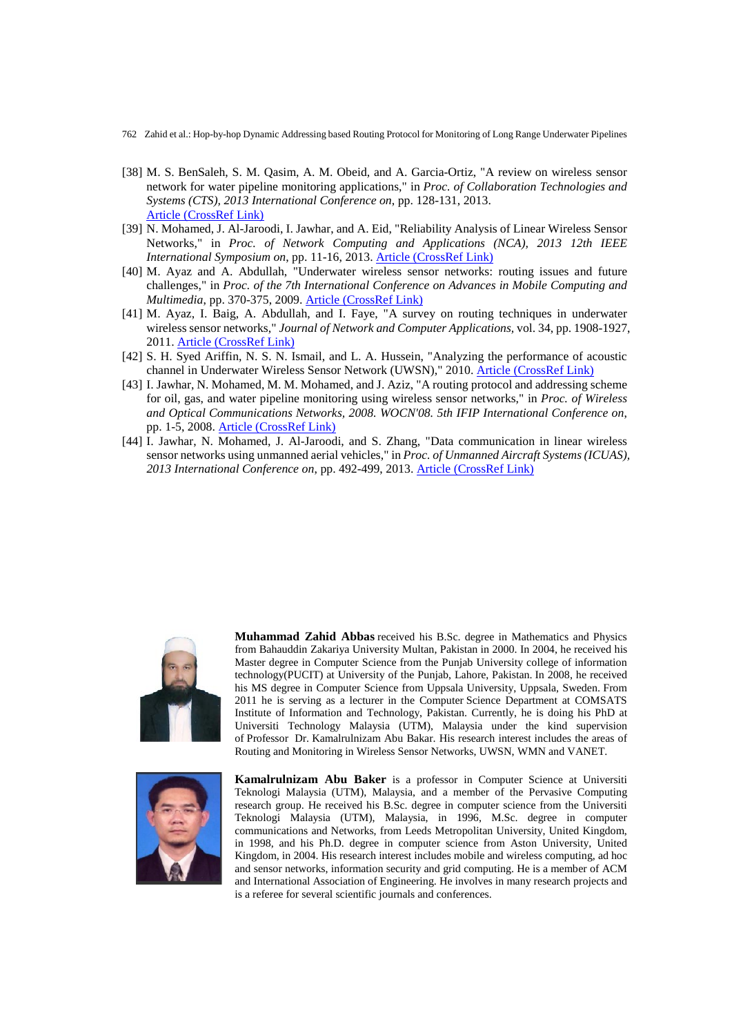[38] M. S. BenSaleh, S. M. Qasim, A. M. Obeid, and A. Garcia-Ortiz, "A review on wireless sensor network for water pipeline monitoring applications," in *Proc. of Collaboration Technologies and Systems (CTS), 2013 International Conference on*, pp. 128-131, 2013. Article (CrossRef Link)

[39] N. Mohamed, J. Al-Jaroodi, I. Jawhar, and A. Eid, "Reliability Analysis of Linear Wireless Sensor Networks," in *Proc. of Network Computing and Applications (NCA), 2013 12th IEEE International Symposium on*, pp. 11-16, 2013. Article (CrossRef Link)

[40] M. Ayaz and A. Abdullah, "Underwater wireless sensor networks: routing issues and future challenges," in *Proc. of the 7th International Conference on Advances in Mobile Computing and Multimedia*, pp. 370-375, 2009. Article (CrossRef Link)

[41] M. Ayaz, I. Baig, A. Abdullah, and I. Faye, "A survey on routing techniques in underwater wireless sensor networks," *Journal of Network and Computer Applications*, vol. 34, pp. 1908-1927, 2011. Article (CrossRef Link)

[42] S. H. Syed Ariffin, N. S. N. Ismail, and L. A. Hussein, "Analyzing the performance of acoustic channel in Underwater Wireless Sensor Network (UWSN)," 2010. Article (CrossRef Link)

[43] I. Jawhar, N. Mohamed, M. M. Mohamed, and J. Aziz, "A routing protocol and addressing scheme for oil, gas, and water pipeline monitoring using wireless sensor networks," in *Proc. of Wireless and Optical Communications Networks, 2008. WOCN'08. 5th IFIP International Conference on*, pp. 1-5, 2008. Article (CrossRef Link)

[44] I. Jawhar, N. Mohamed, J. Al-Jaroodi, and S. Zhang, "Data communication in linear wireless sensor networks using unmanned aerial vehicles," in *Proc. of Unmanned Aircraft Systems (ICUAS), 2013 International Conference on*, pp. 492-499, 2013. Article (CrossRef Link)

**Muhammad Zahid Abbas** received his B.Sc. degree in Mathematics and Physics from Bahauddin Zakariya University Multan, Pakistan in 2000. In 2004, he received his Master degree in Computer Science from the Punjab University college of information technology(PUCIT) at University of the Punjab, Lahore, Pakistan. In 2008, he received his MS degree in Computer Science from Uppsala University, Uppsala, Sweden. From 2011 he is serving as a lecturer in the Computer Science Department at COMSATS Institute of Information and Technology, Pakistan. Currently, he is doing his PhD at Universiti Technology Malaysia (UTM), Malaysia under the kind supervision of Professor Dr. Kamalrulnizam Abu Bakar. His research interest includes the areas of Routing and Monitoring in Wireless Sensor Networks, UWSN, WMN and VANET.

**Kamalrulnizam Abu Baker** is a professor in Computer Science at Universiti Teknologi Malaysia (UTM), Malaysia, and a member of the Pervasive Computing research group. He received his B.Sc. degree in computer science from the Universiti Teknologi Malaysia (UTM), Malaysia, in 1996, M.Sc. degree in computer communications and Networks, from Leeds Metropolitan University, United Kingdom, in 1998, and his Ph.D. degree in computer science from Aston University, United Kingdom, in 2004. His research interest includes mobile and wireless computing, ad hoc and sensor networks, information security and grid computing. He is a member of ACM and International Association of Engineering. He involves in many research projects and is a referee for several scientific journals and conferences.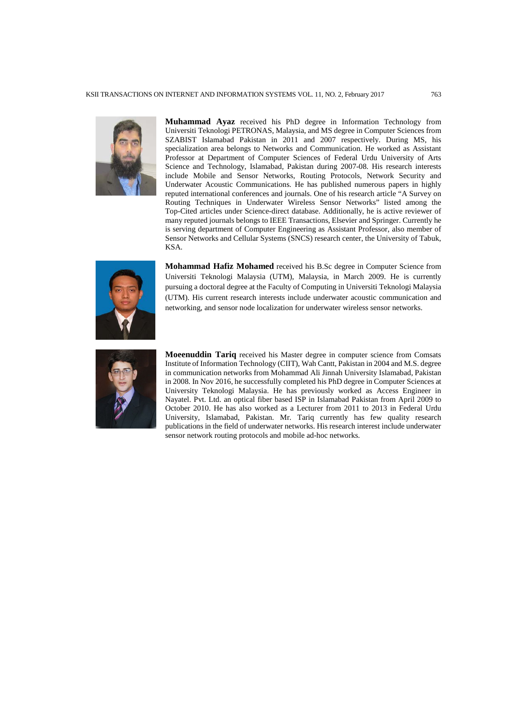**Muhammad Ayaz** received his PhD degree in Information Technology from Universiti Teknologi PETRONAS, Malaysia, and MS degree in Computer Sciences from SZABIST Islamabad Pakistan in 2011 and 2007 respectively. During MS, his specialization area belongs to Networks and Communication. He worked as Assistant Professor at Department of Computer Sciences of Federal Urdu University of Arts Science and Technology, Islamabad, Pakistan during 2007-08. His research interests include Mobile and Sensor Networks, Routing Protocols, Network Security and Underwater Acoustic Communications. He has published numerous papers in highly reputed international conferences and journals. One of his research article "A Survey on Routing Techniques in Underwater Wireless Sensor Networks" listed among the Top-Cited articles under Science-direct database. Additionally, he is active reviewer of many reputed journals belongs to IEEE Transactions, Elsevier and Springer. Currently he is serving department of Computer Engineering as Assistant Professor, also member of Sensor Networks and Cellular Systems (SNCS) research center, the University of Tabuk, KSA.

**Mohammad Hafiz Mohamed** received his B.Sc degree in Computer Science from Universiti Teknologi Malaysia (UTM), Malaysia, in March 2009. He is currently pursuing a doctoral degree at the Faculty of Computing in Universiti Teknologi Malaysia (UTM). His current research interests include underwater acoustic communication and networking, and sensor node localization for underwater wireless sensor networks.

**Moeenuddin Tariq** received his Master degree in computer science from Comsats Institute of Information Technology (CIIT), Wah Cantt, Pakistan in 2004 and M.S. degree in communication networks from Mohammad Ali Jinnah University Islamabad, Pakistan in 2008. In Nov 2016, he successfully completed his PhD degree in Computer Sciences at University Teknologi Malaysia. He has previously worked as Access Engineer in Nayatel. Pvt. Ltd. an optical fiber based ISP in Islamabad Pakistan from April 2009 to October 2010. He has also worked as a Lecturer from 2011 to 2013 in Federal Urdu University, Islamabad, Pakistan. Mr. Tariq currently has few quality research publications in the field of underwater networks. His research interest include underwater sensor network routing protocols and mobile ad-hoc networks.